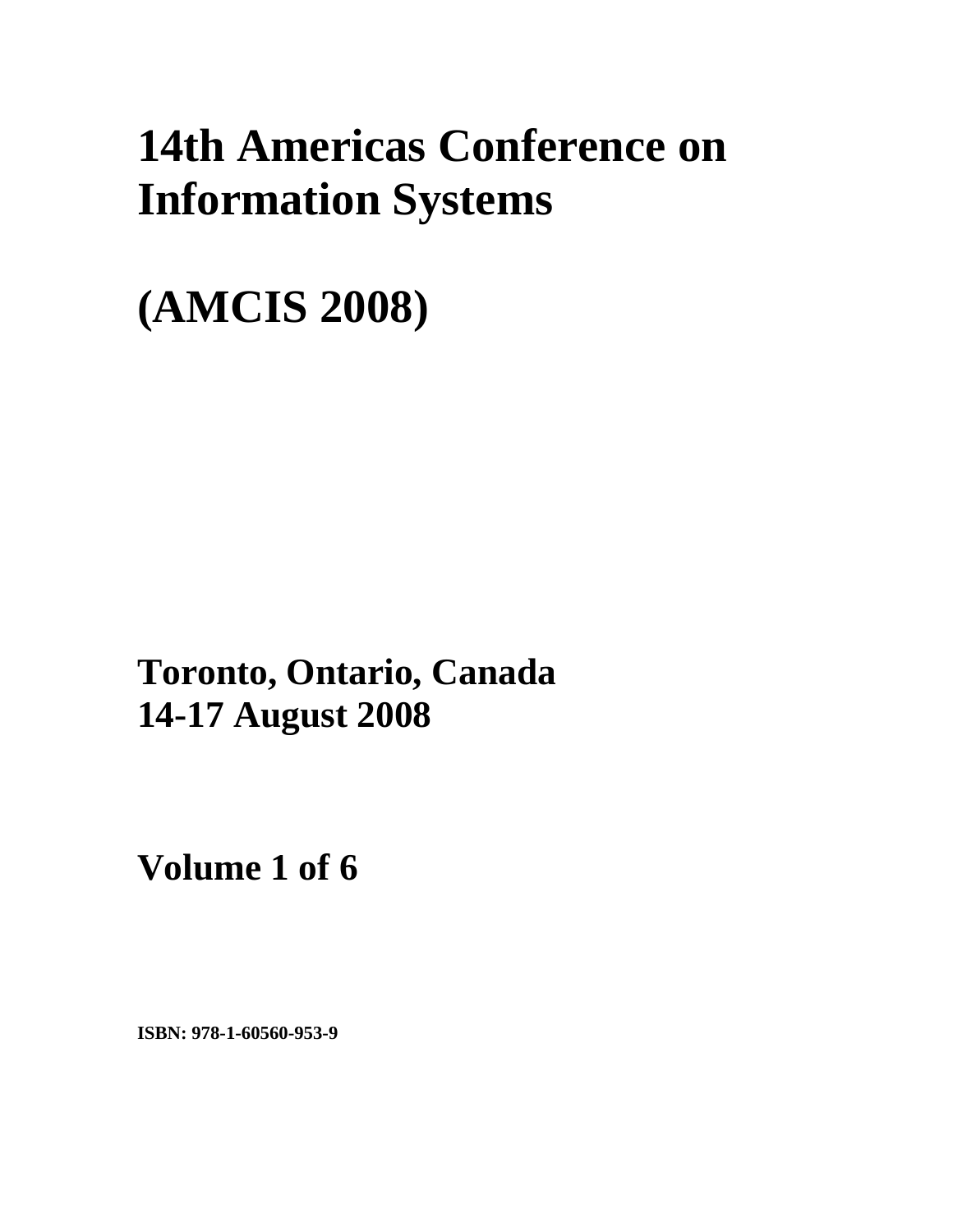# 14th Americas Conference on Information Systems

# (AMCIS 2008)

**Toronto, Ontario, Canada**
**14-17 August 2008**

**Volume 1 of 6**

**ISBN: 978-1-60560-953-9**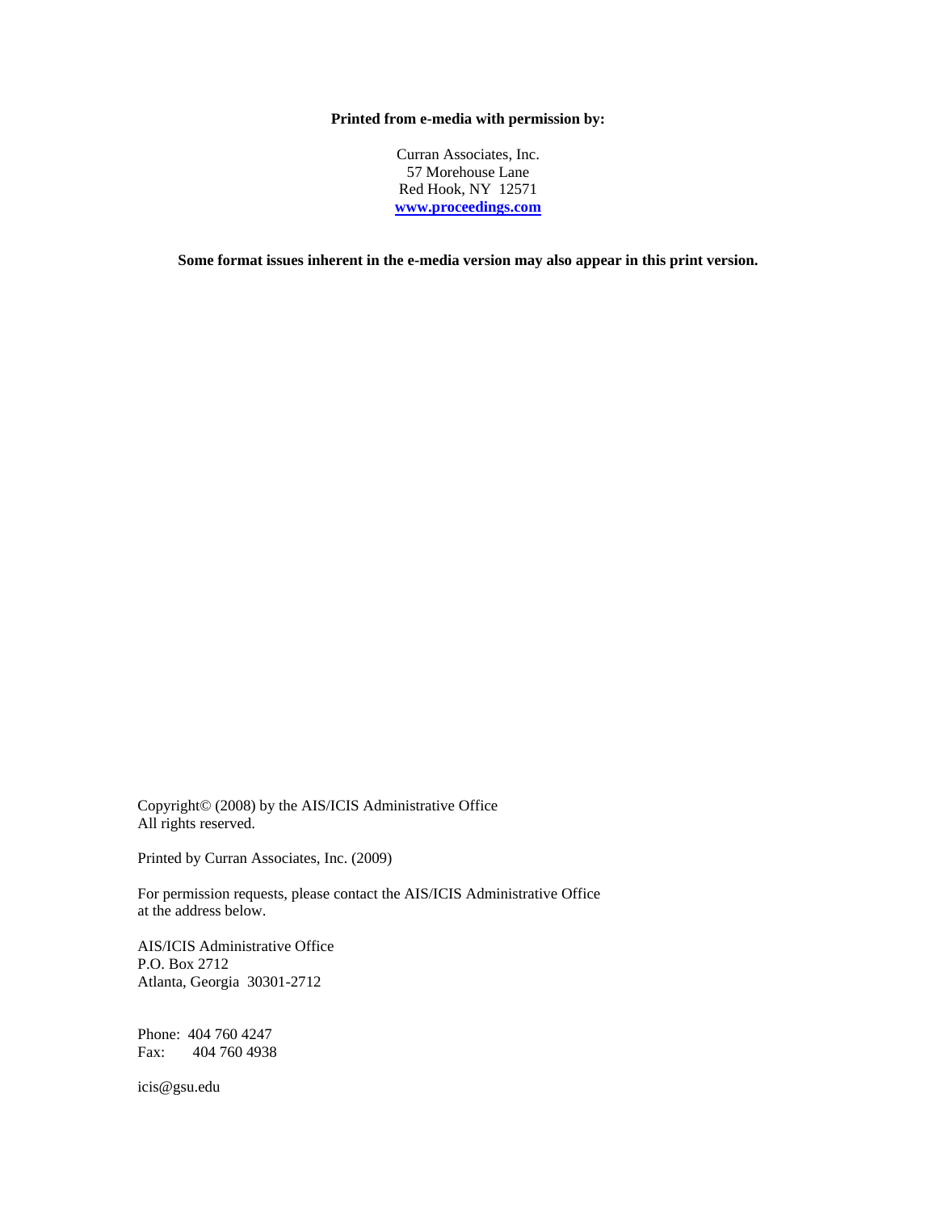**Printed from e-media with permission by:**

Curran Associates, Inc.
57 Morehouse Lane
Red Hook, NY 12571
**www.proceedings.com**

**Some format issues inherent in the e-media version may also appear in this print version.**

Copyright© (2008) by the AIS/ICIS Administrative Office
All rights reserved.

Printed by Curran Associates, Inc. (2009)

For permission requests, please contact the AIS/ICIS Administrative Office
at the address below.

AIS/ICIS Administrative Office
P.O. Box 2712
Atlanta, Georgia 30301-2712

Phone: 404 760 4247
Fax: 404 760 4938

icis@gsu.edu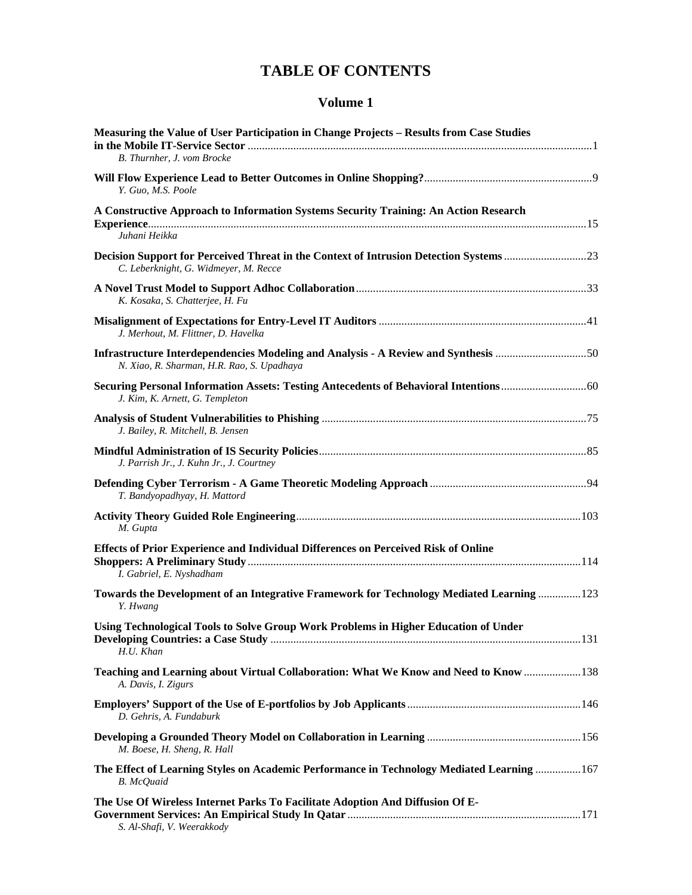# TABLE OF CONTENTS

## Volume 1

**Measuring the Value of User Participation in Change Projects – Results from Case Studies in the Mobile IT-Service Sector** .......... 1
*B. Thurnher, J. vom Brocke*

**Will Flow Experience Lead to Better Outcomes in Online Shopping?** .......... 9
*Y. Guo, M.S. Poole*

**A Constructive Approach to Information Systems Security Training: An Action Research Experience** .......... 15
*Juhani Heikka*

**Decision Support for Perceived Threat in the Context of Intrusion Detection Systems** .......... 23
*C. Leberknight, G. Widmeyer, M. Recce*

**A Novel Trust Model to Support Adhoc Collaboration** .......... 33
*K. Kosaka, S. Chatterjee, H. Fu*

**Misalignment of Expectations for Entry-Level IT Auditors** .......... 41
*J. Merhout, M. Flittner, D. Havelka*

**Infrastructure Interdependencies Modeling and Analysis - A Review and Synthesis** .......... 50
*N. Xiao, R. Sharman, H.R. Rao, S. Upadhaya*

**Securing Personal Information Assets: Testing Antecedents of Behavioral Intentions** .......... 60
*J. Kim, K. Arnett, G. Templeton*

**Analysis of Student Vulnerabilities to Phishing** .......... 75
*J. Bailey, R. Mitchell, B. Jensen*

**Mindful Administration of IS Security Policies** .......... 85
*J. Parrish Jr., J. Kuhn Jr., J. Courtney*

**Defending Cyber Terrorism - A Game Theoretic Modeling Approach** .......... 94
*T. Bandyopadhyay, H. Mattord*

**Activity Theory Guided Role Engineering** .......... 103
*M. Gupta*

**Effects of Prior Experience and Individual Differences on Perceived Risk of Online Shoppers: A Preliminary Study** .......... 114
*I. Gabriel, E. Nyshadham*

**Towards the Development of an Integrative Framework for Technology Mediated Learning** .......... 123
*Y. Hwang*

**Using Technological Tools to Solve Group Work Problems in Higher Education of Under Developing Countries: a Case Study** .......... 131
*H.U. Khan*

**Teaching and Learning about Virtual Collaboration: What We Know and Need to Know** .......... 138
*A. Davis, I. Zigurs*

**Employers' Support of the Use of E-portfolios by Job Applicants** .......... 146
*D. Gehris, A. Fundaburk*

**Developing a Grounded Theory Model on Collaboration in Learning** .......... 156
*M. Boese, H. Sheng, R. Hall*

**The Effect of Learning Styles on Academic Performance in Technology Mediated Learning** .......... 167
*B. McQuaid*

**The Use Of Wireless Internet Parks To Facilitate Adoption And Diffusion Of E-Government Services: An Empirical Study In Qatar** .......... 171
*S. Al-Shafi, V. Weerakkody*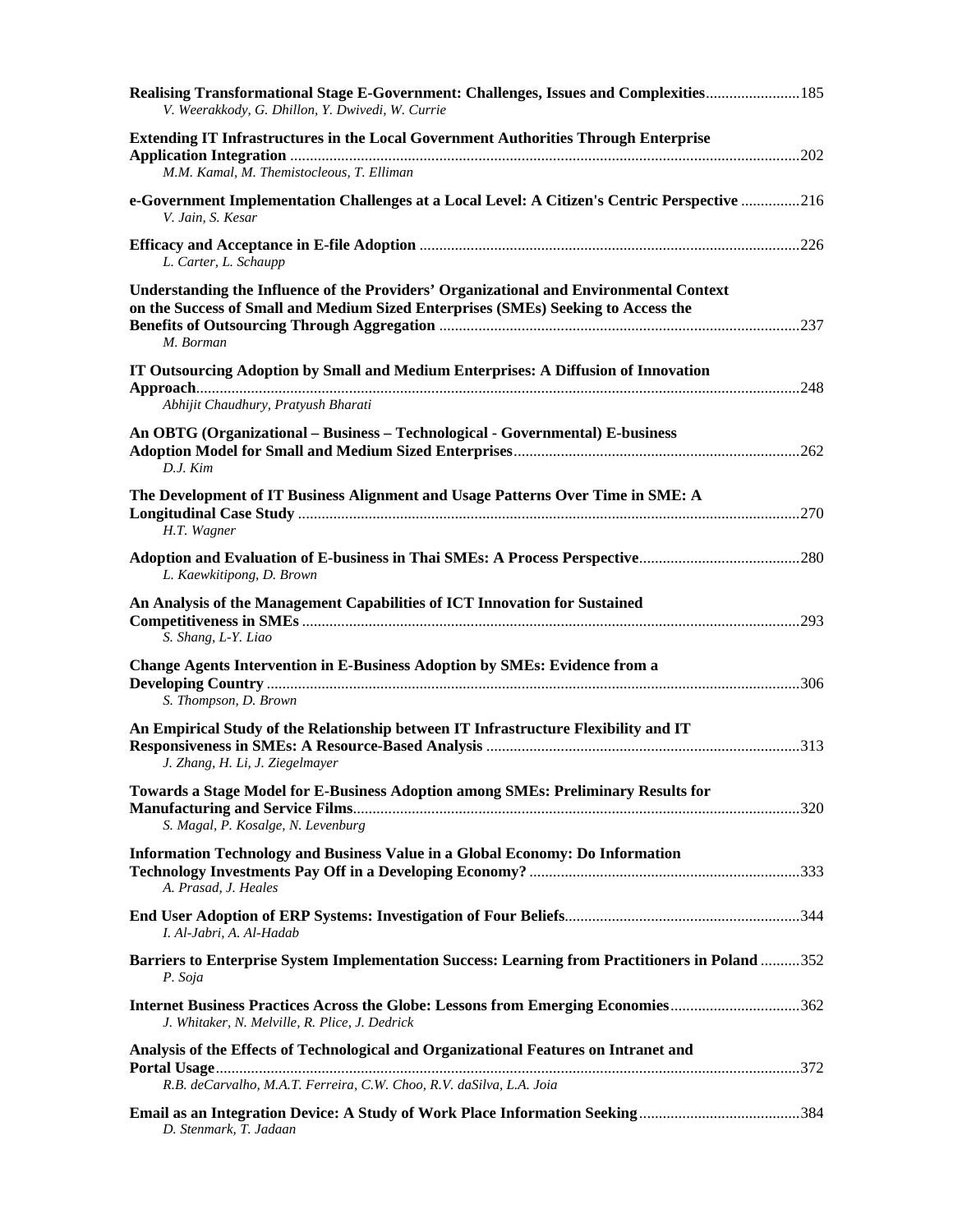**Realising Transformational Stage E-Government: Challenges, Issues and Complexities** ........................ 185
*V. Weerakkody, G. Dhillon, Y. Dwivedi, W. Currie*

**Extending IT Infrastructures in the Local Government Authorities Through Enterprise Application Integration** ........................ 202
*M.M. Kamal, M. Themistocleous, T. Elliman*

**e-Government Implementation Challenges at a Local Level: A Citizen's Centric Perspective** ........................ 216
*V. Jain, S. Kesar*

**Efficacy and Acceptance in E-file Adoption** ........................ 226
*L. Carter, L. Schaupp*

**Understanding the Influence of the Providers' Organizational and Environmental Context on the Success of Small and Medium Sized Enterprises (SMEs) Seeking to Access the Benefits of Outsourcing Through Aggregation** ........................ 237
*M. Borman*

**IT Outsourcing Adoption by Small and Medium Enterprises: A Diffusion of Innovation Approach** ........................ 248
*Abhijit Chaudhury, Pratyush Bharati*

**An OBTG (Organizational – Business – Technological - Governmental) E-business Adoption Model for Small and Medium Sized Enterprises** ........................ 262
*D.J. Kim*

**The Development of IT Business Alignment and Usage Patterns Over Time in SME: A Longitudinal Case Study** ........................ 270
*H.T. Wagner*

**Adoption and Evaluation of E-business in Thai SMEs: A Process Perspective** ........................ 280
*L. Kaewkitipong, D. Brown*

**An Analysis of the Management Capabilities of ICT Innovation for Sustained Competitiveness in SMEs** ........................ 293
*S. Shang, L-Y. Liao*

**Change Agents Intervention in E-Business Adoption by SMEs: Evidence from a Developing Country** ........................ 306
*S. Thompson, D. Brown*

**An Empirical Study of the Relationship between IT Infrastructure Flexibility and IT Responsiveness in SMEs: A Resource-Based Analysis** ........................ 313
*J. Zhang, H. Li, J. Ziegelmayer*

**Towards a Stage Model for E-Business Adoption among SMEs: Preliminary Results for Manufacturing and Service Films** ........................ 320
*S. Magal, P. Kosalge, N. Levenburg*

**Information Technology and Business Value in a Global Economy: Do Information Technology Investments Pay Off in a Developing Economy?** ........................ 333
*A. Prasad, J. Heales*

**End User Adoption of ERP Systems: Investigation of Four Beliefs** ........................ 344
*I. Al-Jabri, A. Al-Hadab*

**Barriers to Enterprise System Implementation Success: Learning from Practitioners in Poland** ........................ 352
*P. Soja*

**Internet Business Practices Across the Globe: Lessons from Emerging Economies** ........................ 362
*J. Whitaker, N. Melville, R. Plice, J. Dedrick*

**Analysis of the Effects of Technological and Organizational Features on Intranet and Portal Usage** ........................ 372
*R.B. deCarvalho, M.A.T. Ferreira, C.W. Choo, R.V. daSilva, L.A. Joia*

**Email as an Integration Device: A Study of Work Place Information Seeking** ........................ 384
*D. Stenmark, T. Jadaan*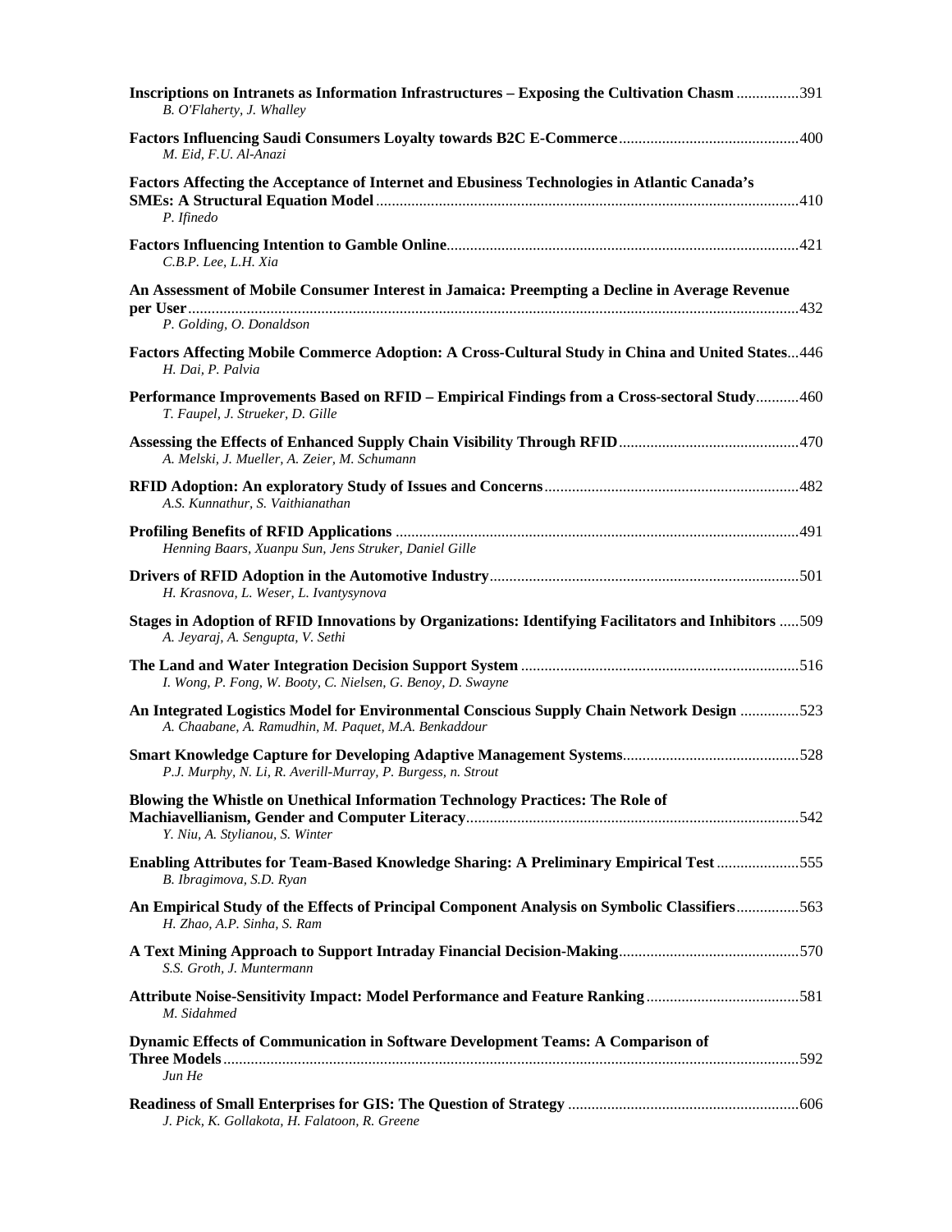**Inscriptions on Intranets as Information Infrastructures – Exposing the Cultivation Chasm** ................391
*B. O'Flaherty, J. Whalley*

**Factors Influencing Saudi Consumers Loyalty towards B2C E-Commerce**.............................................400
*M. Eid, F.U. Al-Anazi*

**Factors Affecting the Acceptance of Internet and Ebusiness Technologies in Atlantic Canada's SMEs: A Structural Equation Model**...........................................................................................................410
*P. Ifinedo*

**Factors Influencing Intention to Gamble Online**........................................................................................421
*C.B.P. Lee, L.H. Xia*

**An Assessment of Mobile Consumer Interest in Jamaica: Preempting a Decline in Average Revenue per User**..........................................................................................................................................432
*P. Golding, O. Donaldson*

**Factors Affecting Mobile Commerce Adoption: A Cross-Cultural Study in China and United States**...446
*H. Dai, P. Palvia*

**Performance Improvements Based on RFID – Empirical Findings from a Cross-sectoral Study**...........460
*T. Faupel, J. Strueker, D. Gille*

**Assessing the Effects of Enhanced Supply Chain Visibility Through RFID**.............................................470
*A. Melski, J. Mueller, A. Zeier, M. Schumann*

**RFID Adoption: An exploratory Study of Issues and Concerns**................................................................482
*A.S. Kunnathur, S. Vaithianathan*

**Profiling Benefits of RFID Applications** .....................................................................................................491
*Henning Baars, Xuanpu Sun, Jens Struker, Daniel Gille*

**Drivers of RFID Adoption in the Automotive Industry**.............................................................................501
*H. Krasnova, L. Weser, L. Ivantysynova*

**Stages in Adoption of RFID Innovations by Organizations: Identifying Facilitators and Inhibitors** .....509
*A. Jeyaraj, A. Sengupta, V. Sethi*

**The Land and Water Integration Decision Support System** ......................................................................516
*I. Wong, P. Fong, W. Booty, C. Nielsen, G. Benoy, D. Swayne*

**An Integrated Logistics Model for Environmental Conscious Supply Chain Network Design** ...............523
*A. Chaabane, A. Ramudhin, M. Paquet, M.A. Benkaddour*

**Smart Knowledge Capture for Developing Adaptive Management Systems**............................................528
*P.J. Murphy, N. Li, R. Averill-Murray, P. Burgess, n. Strout*

**Blowing the Whistle on Unethical Information Technology Practices: The Role of Machiavellianism, Gender and Computer Literacy**...................................................................................542
*Y. Niu, A. Stylianou, S. Winter*

**Enabling Attributes for Team-Based Knowledge Sharing: A Preliminary Empirical Test**.....................555
*B. Ibragimova, S.D. Ryan*

**An Empirical Study of the Effects of Principal Component Analysis on Symbolic Classifiers**................563
*H. Zhao, A.P. Sinha, S. Ram*

**A Text Mining Approach to Support Intraday Financial Decision-Making**.............................................570
*S.S. Groth, J. Muntermann*

**Attribute Noise-Sensitivity Impact: Model Performance and Feature Ranking**.......................................581
*M. Sidahmed*

**Dynamic Effects of Communication in Software Development Teams: A Comparison of Three Models**................................................................................................................................................592
*Jun He*

**Readiness of Small Enterprises for GIS: The Question of Strategy** ..........................................................606
*J. Pick, K. Gollakota, H. Falatoon, R. Greene*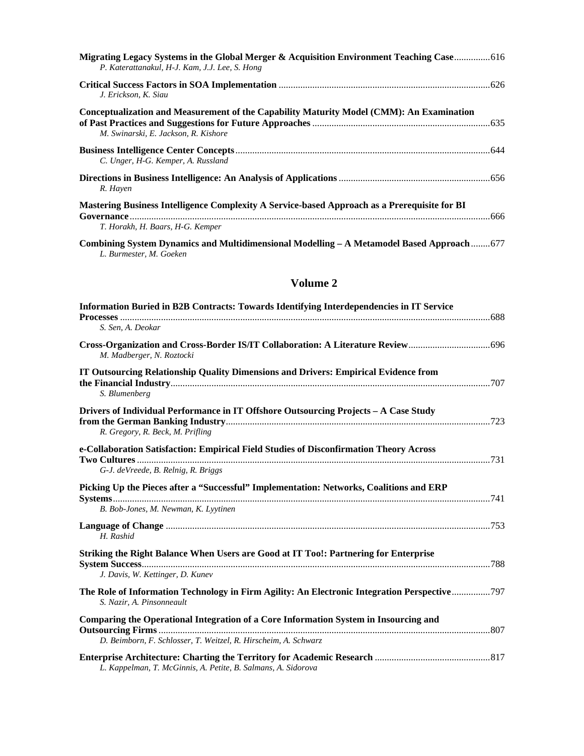**Migrating Legacy Systems in the Global Merger & Acquisition Environment Teaching Case** ...............616
*P. Katerattanakul, H-J. Kam, J.J. Lee, S. Hong*

**Critical Success Factors in SOA Implementation** .......................................................................................626
*J. Erickson, K. Siau*

**Conceptualization and Measurement of the Capability Maturity Model (CMM): An Examination of Past Practices and Suggestions for Future Approaches** .........................................................................635
*M. Swinarski, E. Jackson, R. Kishore*

**Business Intelligence Center Concepts**.........................................................................................................644
*C. Unger, H-G. Kemper, A. Russland*

**Directions in Business Intelligence: An Analysis of Applications** ..............................................................656
*R. Hayen*

**Mastering Business Intelligence Complexity A Service-based Approach as a Prerequisite for BI Governance**.....................................................................................................................................................666
*T. Horakh, H. Baars, H-G. Kemper*

**Combining System Dynamics and Multidimensional Modelling – A Metamodel Based Approach**........677
*L. Burmester, M. Goeken*

## Volume 2

**Information Buried in B2B Contracts: Towards Identifying Interdependencies in IT Service Processes** ........................................................................................................................................................688
*S. Sen, A. Deokar*

**Cross-Organization and Cross-Border IS/IT Collaboration: A Literature Review**.................................696
*M. Madberger, N. Roztocki*

**IT Outsourcing Relationship Quality Dimensions and Drivers: Empirical Evidence from the Financial Industry**...................................................................................................................................707
*S. Blumenberg*

**Drivers of Individual Performance in IT Offshore Outsourcing Projects – A Case Study from the German Banking Industry**.............................................................................................................723
*R. Gregory, R. Beck, M. Prifling*

**e-Collaboration Satisfaction: Empirical Field Studies of Disconfirmation Theory Across Two Cultures** .................................................................................................................................................731
*G-J. deVreede, B. Relnig, R. Briggs*

**Picking Up the Pieces after a "Successful" Implementation: Networks, Coalitions and ERP Systems**............................................................................................................................................................741
*B. Bob-Jones, M. Newman, K. Lyytinen*

**Language of Change** ......................................................................................................................................753
*H. Rashid*

**Striking the Right Balance When Users are Good at IT Too!: Partnering for Enterprise System Success**................................................................................................................................................788
*J. Davis, W. Kettinger, D. Kunev*

**The Role of Information Technology in Firm Agility: An Electronic Integration Perspective**................797
*S. Nazir, A. Pinsonneault*

**Comparing the Operational Integration of a Core Information System in Insourcing and Outsourcing Firms** .........................................................................................................................................807
*D. Beimborn, F. Schlosser, T. Weitzel, R. Hirscheim, A. Schwarz*

**Enterprise Architecture: Charting the Territory for Academic Research** ................................................817
*L. Kappelman, T. McGinnis, A. Petite, B. Salmans, A. Sidorova*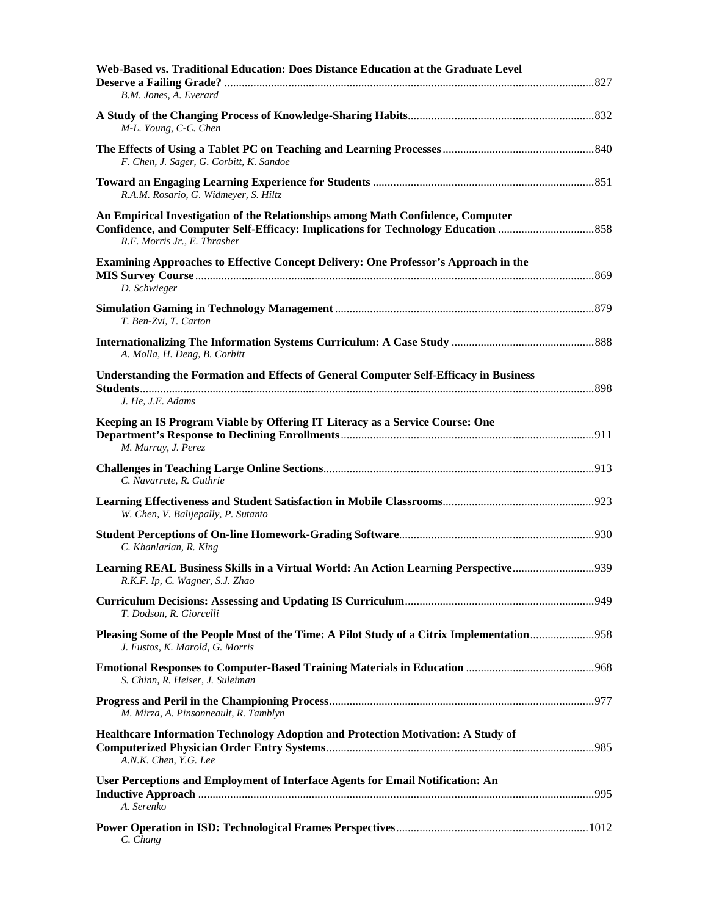**Web-Based vs. Traditional Education: Does Distance Education at the Graduate Level Deserve a Failing Grade?** ....827
*B.M. Jones, A. Everard*

**A Study of the Changing Process of Knowledge-Sharing Habits**....832
*M-L. Young, C-C. Chen*

**The Effects of Using a Tablet PC on Teaching and Learning Processes**....840
*F. Chen, J. Sager, G. Corbitt, K. Sandoe*

**Toward an Engaging Learning Experience for Students** ....851
*R.A.M. Rosario, G. Widmeyer, S. Hiltz*

**An Empirical Investigation of the Relationships among Math Confidence, Computer Confidence, and Computer Self-Efficacy: Implications for Technology Education** ....858
*R.F. Morris Jr., E. Thrasher*

**Examining Approaches to Effective Concept Delivery: One Professor's Approach in the MIS Survey Course**....869
*D. Schwieger*

**Simulation Gaming in Technology Management**....879
*T. Ben-Zvi, T. Carton*

**Internationalizing The Information Systems Curriculum: A Case Study** ....888
*A. Molla, H. Deng, B. Corbitt*

**Understanding the Formation and Effects of General Computer Self-Efficacy in Business Students**....898
*J. He, J.E. Adams*

**Keeping an IS Program Viable by Offering IT Literacy as a Service Course: One Department's Response to Declining Enrollments**....911
*M. Murray, J. Perez*

**Challenges in Teaching Large Online Sections**....913
*C. Navarrete, R. Guthrie*

**Learning Effectiveness and Student Satisfaction in Mobile Classrooms**....923
*W. Chen, V. Balijepally, P. Sutanto*

**Student Perceptions of On-line Homework-Grading Software**....930
*C. Khanlarian, R. King*

**Learning REAL Business Skills in a Virtual World: An Action Learning Perspective**....939
*R.K.F. Ip, C. Wagner, S.J. Zhao*

**Curriculum Decisions: Assessing and Updating IS Curriculum**....949
*T. Dodson, R. Giorcelli*

**Pleasing Some of the People Most of the Time: A Pilot Study of a Citrix Implementation**....958
*J. Fustos, K. Marold, G. Morris*

**Emotional Responses to Computer-Based Training Materials in Education** ....968
*S. Chinn, R. Heiser, J. Suleiman*

**Progress and Peril in the Championing Process**....977
*M. Mirza, A. Pinsonneault, R. Tamblyn*

**Healthcare Information Technology Adoption and Protection Motivation: A Study of Computerized Physician Order Entry Systems**....985
*A.N.K. Chen, Y.G. Lee*

**User Perceptions and Employment of Interface Agents for Email Notification: An Inductive Approach** ....995
*A. Serenko*

**Power Operation in ISD: Technological Frames Perspectives**....1012
*C. Chang*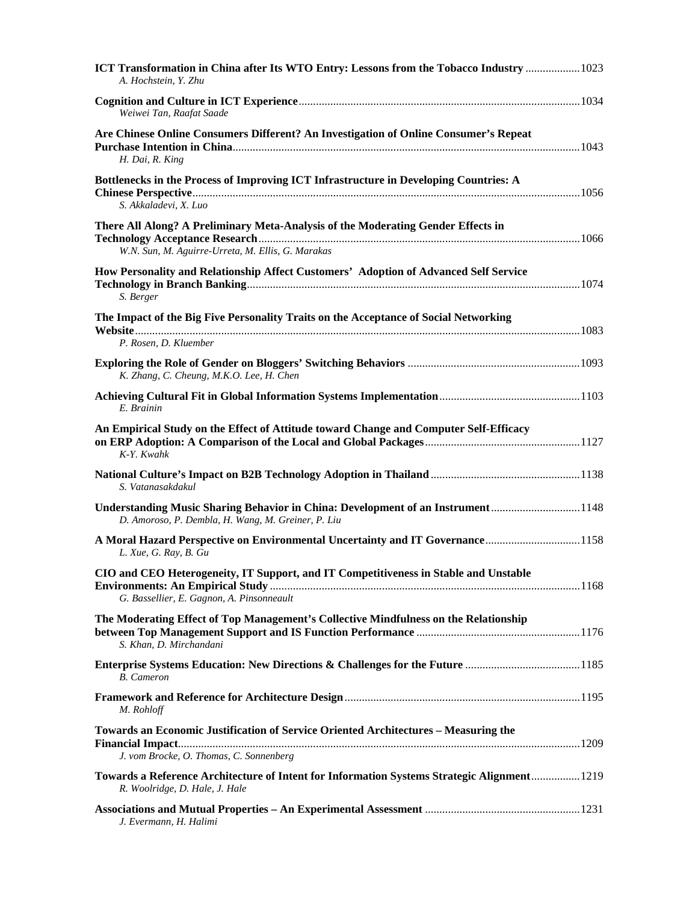**ICT Transformation in China after Its WTO Entry: Lessons from the Tobacco Industry** .................. 1023
*A. Hochstein, Y. Zhu*

**Cognition and Culture in ICT Experience** .................................................................................. 1034
*Weiwei Tan, Raafat Saade*

**Are Chinese Online Consumers Different? An Investigation of Online Consumer's Repeat Purchase Intention in China** ............................................................................................................. 1043
*H. Dai, R. King*

**Bottlenecks in the Process of Improving ICT Infrastructure in Developing Countries: A Chinese Perspective** ............................................................................................................................ 1056
*S. Akkaladevi, X. Luo*

**There All Along? A Preliminary Meta-Analysis of the Moderating Gender Effects in Technology Acceptance Research** ............................................................................................... 1066
*W.N. Sun, M. Aguirre-Urreta, M. Ellis, G. Marakas*

**How Personality and Relationship Affect Customers' Adoption of Advanced Self Service Technology in Branch Banking** .................................................................................................. 1074
*S. Berger*

**The Impact of the Big Five Personality Traits on the Acceptance of Social Networking Website** ........................................................................................................................................ 1083
*P. Rosen, D. Kluember*

**Exploring the Role of Gender on Bloggers' Switching Behaviors** ............................................ 1093
*K. Zhang, C. Cheung, M.K.O. Lee, H. Chen*

**Achieving Cultural Fit in Global Information Systems Implementation** ................................ 1103
*E. Brainin*

**An Empirical Study on the Effect of Attitude toward Change and Computer Self-Efficacy on ERP Adoption: A Comparison of the Local and Global Packages** ......................................... 1127
*K-Y. Kwahk*

**National Culture's Impact on B2B Technology Adoption in Thailand** ...................................... 1138
*S. Vatanasakdakul*

**Understanding Music Sharing Behavior in China: Development of an Instrument** ................ 1148
*D. Amoroso, P. Dembla, H. Wang, M. Greiner, P. Liu*

**A Moral Hazard Perspective on Environmental Uncertainty and IT Governance** .................. 1158
*L. Xue, G. Ray, B. Gu*

**CIO and CEO Heterogeneity, IT Support, and IT Competitiveness in Stable and Unstable Environments: An Empirical Study** .............................................................................................. 1168
*G. Bassellier, E. Gagnon, A. Pinsonneault*

**The Moderating Effect of Top Management's Collective Mindfulness on the Relationship between Top Management Support and IS Function Performance** ........................................... 1176
*S. Khan, D. Mirchandani*

**Enterprise Systems Education: New Directions & Challenges for the Future** ........................ 1185
*B. Cameron*

**Framework and Reference for Architecture Design** .................................................................. 1195
*M. Rohloff*

**Towards an Economic Justification of Service Oriented Architectures – Measuring the Financial Impact** ........................................................................................................................... 1209
*J. vom Brocke, O. Thomas, C. Sonnenberg*

**Towards a Reference Architecture of Intent for Information Systems Strategic Alignment** ................. 1219
*R. Woolridge, D. Hale, J. Hale*

**Associations and Mutual Properties – An Experimental Assessment** ...................................... 1231
*J. Evermann, H. Halimi*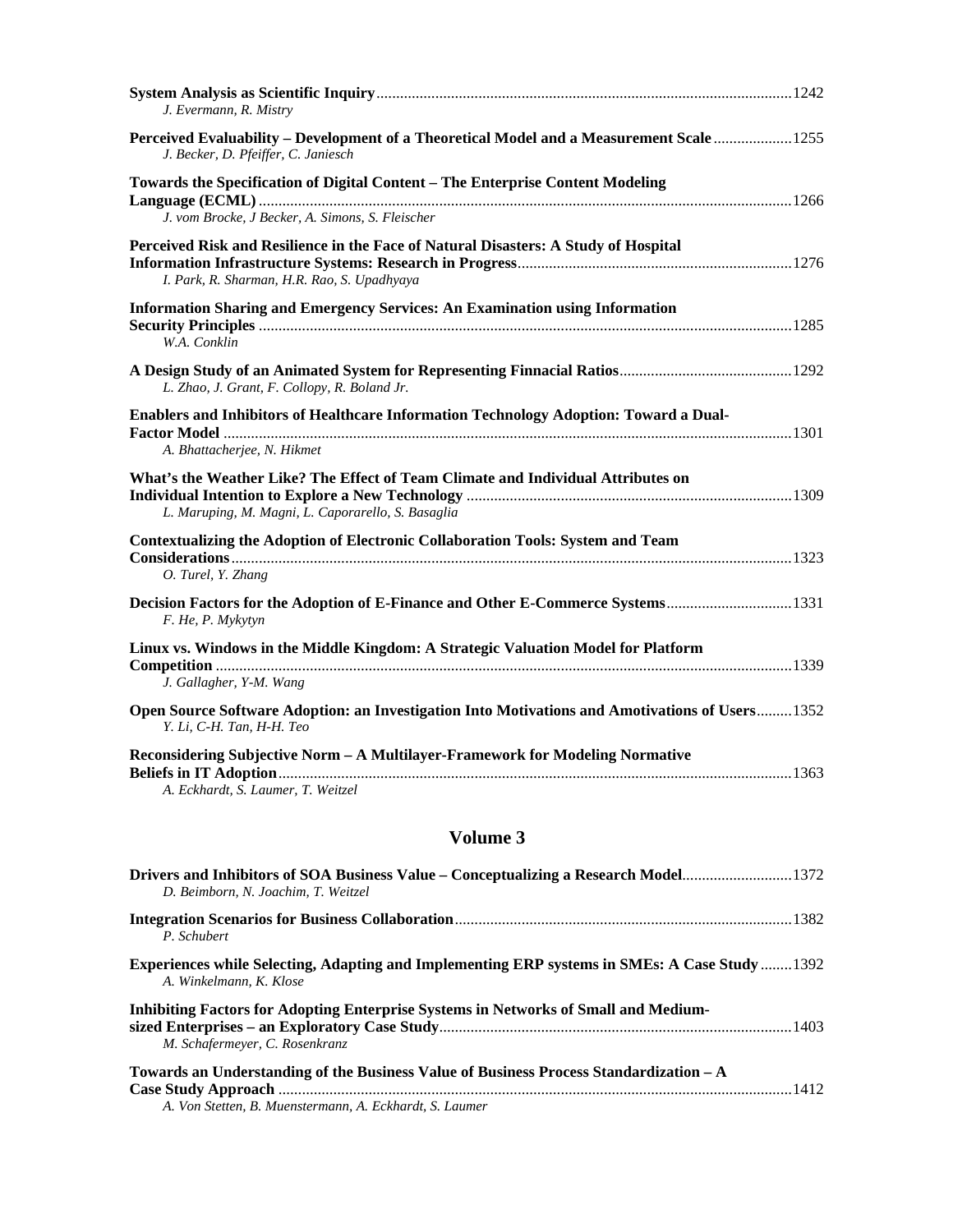**System Analysis as Scientific Inquiry** ........................................ 1242
*J. Evermann, R. Mistry*

**Perceived Evaluability – Development of a Theoretical Model and a Measurement Scale** ........................................ 1255
*J. Becker, D. Pfeiffer, C. Janiesch*

**Towards the Specification of Digital Content – The Enterprise Content Modeling Language (ECML)** ........................................ 1266
*J. vom Brocke, J Becker, A. Simons, S. Fleischer*

**Perceived Risk and Resilience in the Face of Natural Disasters: A Study of Hospital Information Infrastructure Systems: Research in Progress** ........................................ 1276
*I. Park, R. Sharman, H.R. Rao, S. Upadhyaya*

**Information Sharing and Emergency Services: An Examination using Information Security Principles** ........................................ 1285
*W.A. Conklin*

**A Design Study of an Animated System for Representing Finnacial Ratios** ........................................ 1292
*L. Zhao, J. Grant, F. Collopy, R. Boland Jr.*

**Enablers and Inhibitors of Healthcare Information Technology Adoption: Toward a Dual-Factor Model** ........................................ 1301
*A. Bhattacherjee, N. Hikmet*

**What's the Weather Like? The Effect of Team Climate and Individual Attributes on Individual Intention to Explore a New Technology** ........................................ 1309
*L. Maruping, M. Magni, L. Caporarello, S. Basaglia*

**Contextualizing the Adoption of Electronic Collaboration Tools: System and Team Considerations** ........................................ 1323
*O. Turel, Y. Zhang*

**Decision Factors for the Adoption of E-Finance and Other E-Commerce Systems** ........................................ 1331
*F. He, P. Mykytyn*

**Linux vs. Windows in the Middle Kingdom: A Strategic Valuation Model for Platform Competition** ........................................ 1339
*J. Gallagher, Y-M. Wang*

**Open Source Software Adoption: an Investigation Into Motivations and Amotivations of Users** ........................................ 1352
*Y. Li, C-H. Tan, H-H. Teo*

**Reconsidering Subjective Norm – A Multilayer-Framework for Modeling Normative Beliefs in IT Adoption** ........................................ 1363
*A. Eckhardt, S. Laumer, T. Weitzel*

## Volume 3

**Drivers and Inhibitors of SOA Business Value – Conceptualizing a Research Model** ........................................ 1372
*D. Beimborn, N. Joachim, T. Weitzel*

**Integration Scenarios for Business Collaboration** ........................................ 1382
*P. Schubert*

**Experiences while Selecting, Adapting and Implementing ERP systems in SMEs: A Case Study** ........................................ 1392
*A. Winkelmann, K. Klose*

**Inhibiting Factors for Adopting Enterprise Systems in Networks of Small and Medium-sized Enterprises – an Exploratory Case Study** ........................................ 1403
*M. Schafermeyer, C. Rosenkranz*

**Towards an Understanding of the Business Value of Business Process Standardization – A Case Study Approach** ........................................ 1412
*A. Von Stetten, B. Muenstermann, A. Eckhardt, S. Laumer*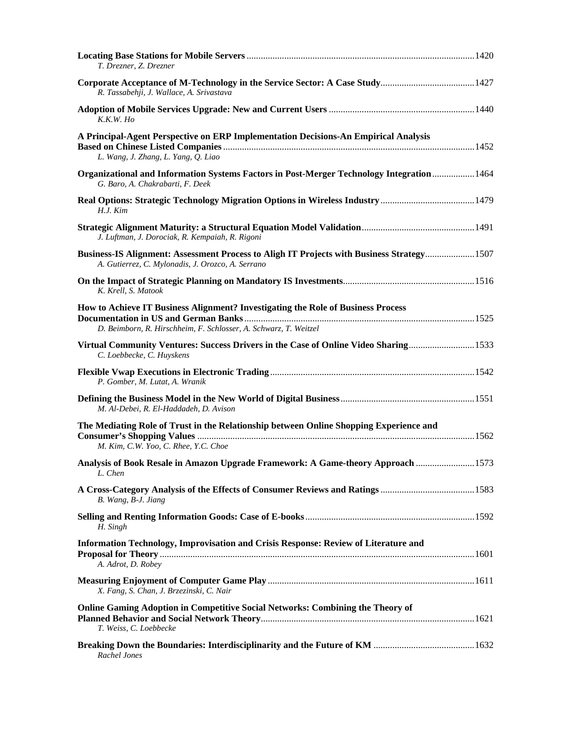**Locating Base Stations for Mobile Servers** ........ 1420
*T. Drezner, Z. Drezner*

**Corporate Acceptance of M-Technology in the Service Sector: A Case Study** ........ 1427
*R. Tassabehji, J. Wallace, A. Srivastava*

**Adoption of Mobile Services Upgrade: New and Current Users** ........ 1440
*K.K.W. Ho*

**A Principal-Agent Perspective on ERP Implementation Decisions-An Empirical Analysis Based on Chinese Listed Companies** ........ 1452
*L. Wang, J. Zhang, L. Yang, Q. Liao*

**Organizational and Information Systems Factors in Post-Merger Technology Integration** ........ 1464
*G. Baro, A. Chakrabarti, F. Deek*

**Real Options: Strategic Technology Migration Options in Wireless Industry** ........ 1479
*H.J. Kim*

**Strategic Alignment Maturity: a Structural Equation Model Validation** ........ 1491
*J. Luftman, J. Dorociak, R. Kempaiah, R. Rigoni*

**Business-IS Alignment: Assessment Process to Aligh IT Projects with Business Strategy** ........ 1507
*A. Gutierrez, C. Mylonadis, J. Orozco, A. Serrano*

**On the Impact of Strategic Planning on Mandatory IS Investments** ........ 1516
*K. Krell, S. Matook*

**How to Achieve IT Business Alignment? Investigating the Role of Business Process Documentation in US and German Banks** ........ 1525
*D. Beimborn, R. Hirschheim, F. Schlosser, A. Schwarz, T. Weitzel*

**Virtual Community Ventures: Success Drivers in the Case of Online Video Sharing** ........ 1533
*C. Loebbecke, C. Huyskens*

**Flexible Vwap Executions in Electronic Trading** ........ 1542
*P. Gomber, M. Lutat, A. Wranik*

**Defining the Business Model in the New World of Digital Business** ........ 1551
*M. Al-Debei, R. El-Haddadeh, D. Avison*

**The Mediating Role of Trust in the Relationship between Online Shopping Experience and Consumer's Shopping Values** ........ 1562
*M. Kim, C.W. Yoo, C. Rhee, Y.C. Choe*

**Analysis of Book Resale in Amazon Upgrade Framework: A Game-theory Approach** ........ 1573
*L. Chen*

**A Cross-Category Analysis of the Effects of Consumer Reviews and Ratings** ........ 1583
*B. Wang, B-J. Jiang*

**Selling and Renting Information Goods: Case of E-books** ........ 1592
*H. Singh*

**Information Technology, Improvisation and Crisis Response: Review of Literature and Proposal for Theory** ........ 1601
*A. Adrot, D. Robey*

**Measuring Enjoyment of Computer Game Play** ........ 1611
*X. Fang, S. Chan, J. Brzezinski, C. Nair*

**Online Gaming Adoption in Competitive Social Networks: Combining the Theory of Planned Behavior and Social Network Theory** ........ 1621
*T. Weiss, C. Loebbecke*

**Breaking Down the Boundaries: Interdisciplinarity and the Future of KM** ........ 1632
*Rachel Jones*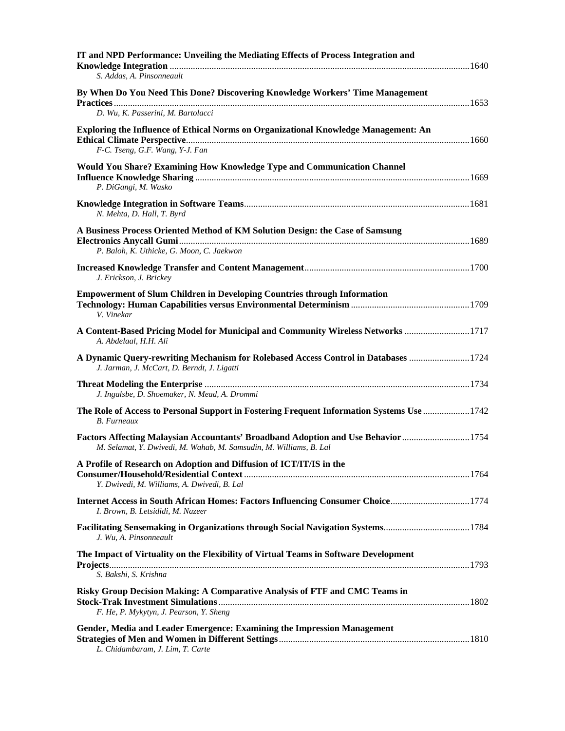**IT and NPD Performance: Unveiling the Mediating Effects of Process Integration and Knowledge Integration** ........ 1640
*S. Addas, A. Pinsonneault*

**By When Do You Need This Done? Discovering Knowledge Workers' Time Management Practices** ........ 1653
*D. Wu, K. Passerini, M. Bartolacci*

**Exploring the Influence of Ethical Norms on Organizational Knowledge Management: An Ethical Climate Perspective** ........ 1660
*F-C. Tseng, G.F. Wang, Y-J. Fan*

**Would You Share? Examining How Knowledge Type and Communication Channel Influence Knowledge Sharing** ........ 1669
*P. DiGangi, M. Wasko*

**Knowledge Integration in Software Teams** ........ 1681
*N. Mehta, D. Hall, T. Byrd*

**A Business Process Oriented Method of KM Solution Design: the Case of Samsung Electronics Anycall Gumi** ........ 1689
*P. Baloh, K. Uthicke, G. Moon, C. Jaekwon*

**Increased Knowledge Transfer and Content Management** ........ 1700
*J. Erickson, J. Brickey*

**Empowerment of Slum Children in Developing Countries through Information Technology: Human Capabilities versus Environmental Determinism** ........ 1709
*V. Vinekar*

**A Content-Based Pricing Model for Municipal and Community Wireless Networks** ........ 1717
*A. Abdelaal, H.H. Ali*

**A Dynamic Query-rewriting Mechanism for Rolebased Access Control in Databases** ........ 1724
*J. Jarman, J. McCart, D. Berndt, J. Ligatti*

**Threat Modeling the Enterprise** ........ 1734
*J. Ingalsbe, D. Shoemaker, N. Mead, A. Drommi*

**The Role of Access to Personal Support in Fostering Frequent Information Systems Use** ........ 1742
*B. Furneaux*

**Factors Affecting Malaysian Accountants' Broadband Adoption and Use Behavior** ........ 1754
*M. Selamat, Y. Dwivedi, M. Wahab, M. Samsudin, M. Williams, B. Lal*

**A Profile of Research on Adoption and Diffusion of ICT/IT/IS in the Consumer/Household/Residential Context** ........ 1764
*Y. Dwivedi, M. Williams, A. Dwivedi, B. Lal*

**Internet Access in South African Homes: Factors Influencing Consumer Choice** ........ 1774
*I. Brown, B. Letsididi, M. Nazeer*

**Facilitating Sensemaking in Organizations through Social Navigation Systems** ........ 1784
*J. Wu, A. Pinsonneault*

**The Impact of Virtuality on the Flexibility of Virtual Teams in Software Development Projects** ........ 1793
*S. Bakshi, S. Krishna*

**Risky Group Decision Making: A Comparative Analysis of FTF and CMC Teams in Stock-Trak Investment Simulations** ........ 1802
*F. He, P. Mykytyn, J. Pearson, Y. Sheng*

**Gender, Media and Leader Emergence: Examining the Impression Management Strategies of Men and Women in Different Settings** ........ 1810
*L. Chidambaram, J. Lim, T. Carte*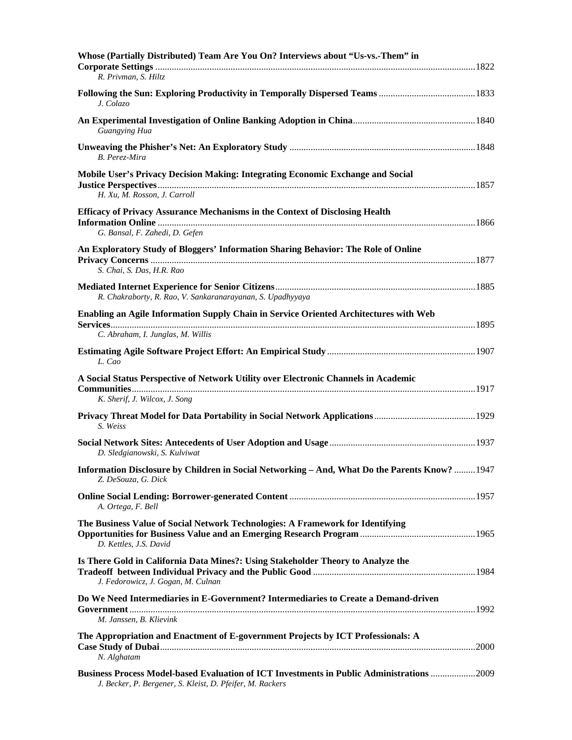**Whose (Partially Distributed) Team Are You On? Interviews about "Us-vs.-Them" in Corporate Settings** ........ 1822
*R. Privman, S. Hiltz*

**Following the Sun: Exploring Productivity in Temporally Dispersed Teams** ........ 1833
*J. Colazo*

**An Experimental Investigation of Online Banking Adoption in China** ........ 1840
*Guangying Hua*

**Unweaving the Phisher's Net: An Exploratory Study** ........ 1848
*B. Perez-Mira*

**Mobile User's Privacy Decision Making: Integrating Economic Exchange and Social Justice Perspectives** ........ 1857
*H. Xu, M. Rosson, J. Carroll*

**Efficacy of Privacy Assurance Mechanisms in the Context of Disclosing Health Information Online** ........ 1866
*G. Bansal, F. Zahedi, D. Gefen*

**An Exploratory Study of Bloggers' Information Sharing Behavior: The Role of Online Privacy Concerns** ........ 1877
*S. Chai, S. Das, H.R. Rao*

**Mediated Internet Experience for Senior Citizens** ........ 1885
*R. Chakraborty, R. Rao, V. Sankaranarayanan, S. Upadhyyaya*

**Enabling an Agile Information Supply Chain in Service Oriented Architectures with Web Services** ........ 1895
*C. Abraham, I. Junglas, M. Willis*

**Estimating Agile Software Project Effort: An Empirical Study** ........ 1907
*L. Cao*

**A Social Status Perspective of Network Utility over Electronic Channels in Academic Communities** ........ 1917
*K. Sherif, J. Wilcox, J. Song*

**Privacy Threat Model for Data Portability in Social Network Applications** ........ 1929
*S. Weiss*

**Social Network Sites: Antecedents of User Adoption and Usage** ........ 1937
*D. Sledgianowski, S. Kulviwat*

**Information Disclosure by Children in Social Networking – And, What Do the Parents Know?** ........ 1947
*Z. DeSouza, G. Dick*

**Online Social Lending: Borrower-generated Content** ........ 1957
*A. Ortega, F. Bell*

**The Business Value of Social Network Technologies: A Framework for Identifying Opportunities for Business Value and an Emerging Research Program** ........ 1965
*D. Kettles, J.S. David*

**Is There Gold in California Data Mines?: Using Stakeholder Theory to Analyze the Tradeoff between Individual Privacy and the Public Good** ........ 1984
*J. Fedorowicz, J. Gogan, M. Culnan*

**Do We Need Intermediaries in E-Government? Intermediaries to Create a Demand-driven Government** ........ 1992
*M. Janssen, B. Klievink*

**The Appropriation and Enactment of E-government Projects by ICT Professionals: A Case Study of Dubai** ........ 2000
*N. Alghatam*

**Business Process Model-based Evaluation of ICT Investments in Public Administrations** ........ 2009
*J. Becker, P. Bergener, S. Kleist, D. Pfeifer, M. Rackers*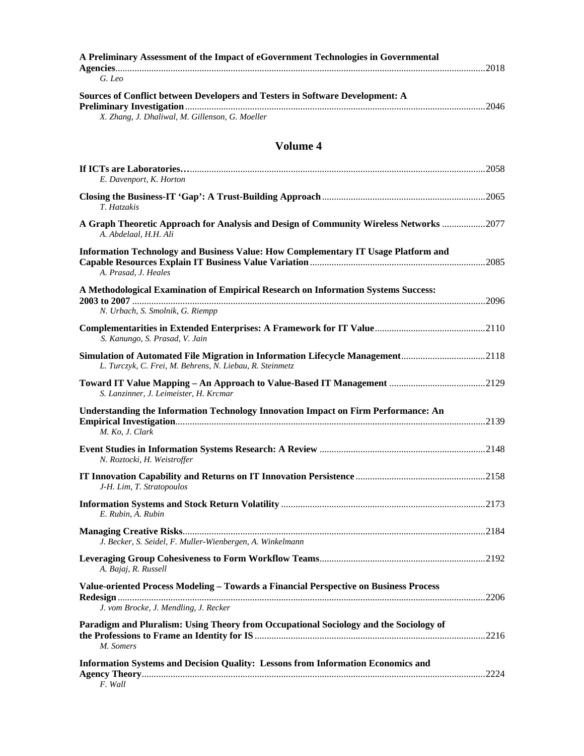**A Preliminary Assessment of the Impact of eGovernment Technologies in Governmental Agencies** ........................................................................................................ 2018
*G. Leo*

**Sources of Conflict between Developers and Testers in Software Development: A Preliminary Investigation** ........................................................................................................ 2046
*X. Zhang, J. Dhaliwal, M. Gillenson, G. Moeller*

## Volume 4

**If ICTs are Laboratories…** ........................................................................................................ 2058
*E. Davenport, K. Horton*

**Closing the Business-IT 'Gap': A Trust-Building Approach** ........................................................ 2065
*T. Hatzakis*

**A Graph Theoretic Approach for Analysis and Design of Community Wireless Networks** .................. 2077
*A. Abdelaal, H.H. Ali*

**Information Technology and Business Value: How Complementary IT Usage Platform and Capable Resources Explain IT Business Value Variation** ........................................................ 2085
*A. Prasad, J. Heales*

**A Methodological Examination of Empirical Research on Information Systems Success: 2003 to 2007** ........................................................................................................ 2096
*N. Urbach, S. Smolnik, G. Riempp*

**Complementarities in Extended Enterprises: A Framework for IT Value** ........................................ 2110
*S. Kanungo, S. Prasad, V. Jain*

**Simulation of Automated File Migration in Information Lifecycle Management** .............................. 2118
*L. Turczyk, C. Frei, M. Behrens, N. Liebau, R. Steinmetz*

**Toward IT Value Mapping – An Approach to Value-Based IT Management** ...................................... 2129
*S. Lanzinner, J. Leimeister, H. Krcmar*

**Understanding the Information Technology Innovation Impact on Firm Performance: An Empirical Investigation** ........................................................................................................ 2139
*M. Ko, J. Clark*

**Event Studies in Information Systems Research: A Review** ........................................................ 2148
*N. Roztocki, H. Weistroffer*

**IT Innovation Capability and Returns on IT Innovation Persistence** ............................................ 2158
*J-H. Lim, T. Stratopoulos*

**Information Systems and Stock Return Volatility** ........................................................................ 2173
*E. Rubin, A. Rubin*

**Managing Creative Risks** ........................................................................................................ 2184
*J. Becker, S. Seidel, F. Muller-Wienbergen, A. Winkelmann*

**Leveraging Group Cohesiveness to Form Workflow Teams** ........................................................ 2192
*A. Bajaj, R. Russell*

**Value-oriented Process Modeling – Towards a Financial Perspective on Business Process Redesign** ........................................................................................................ 2206
*J. vom Brocke, J. Mendling, J. Recker*

**Paradigm and Pluralism: Using Theory from Occupational Sociology and the Sociology of the Professions to Frame an Identity for IS** ........................................................................ 2216
*M. Somers*

**Information Systems and Decision Quality: Lessons from Information Economics and Agency Theory** ........................................................................................................ 2224
*F. Wall*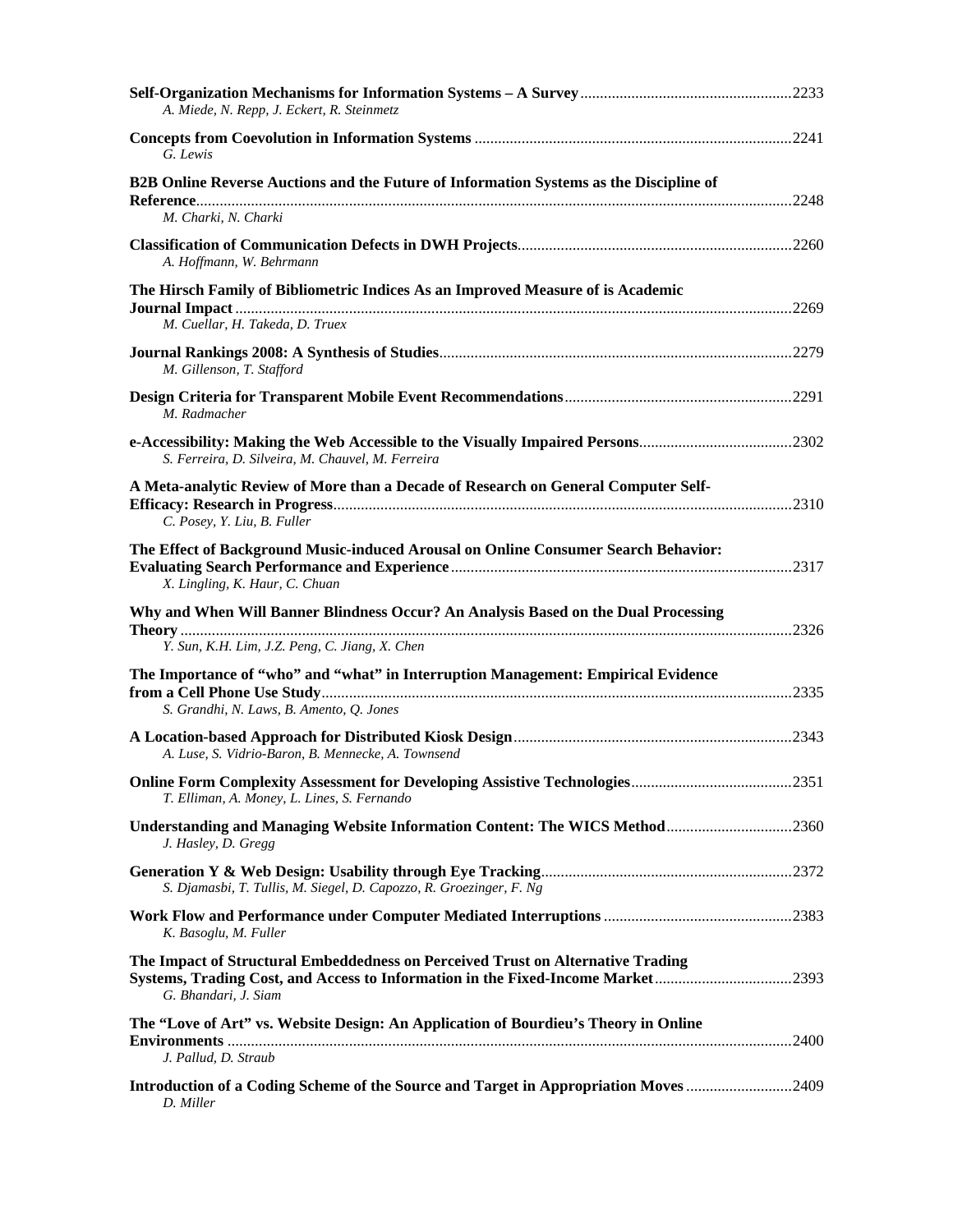**Self-Organization Mechanisms for Information Systems – A Survey** ..................................................... 2233
*A. Miede, N. Repp, J. Eckert, R. Steinmetz*

**Concepts from Coevolution in Information Systems** ................................................................................ 2241
*G. Lewis*

**B2B Online Reverse Auctions and the Future of Information Systems as the Discipline of Reference** ...................................................................................................................................... 2248
*M. Charki, N. Charki*

**Classification of Communication Defects in DWH Projects** ..................................................................... 2260
*A. Hoffmann, W. Behrmann*

**The Hirsch Family of Bibliometric Indices As an Improved Measure of is Academic Journal Impact** ............................................................................................................................. 2269
*M. Cuellar, H. Takeda, D. Truex*

**Journal Rankings 2008: A Synthesis of Studies** ......................................................................................... 2279
*M. Gillenson, T. Stafford*

**Design Criteria for Transparent Mobile Event Recommendations** .......................................................... 2291
*M. Radmacher*

**e-Accessibility: Making the Web Accessible to the Visually Impaired Persons** ...................................... 2302
*S. Ferreira, D. Silveira, M. Chauvel, M. Ferreira*

**A Meta-analytic Review of More than a Decade of Research on General Computer Self-Efficacy: Research in Progress** .................................................................................................................... 2310
*C. Posey, Y. Liu, B. Fuller*

**The Effect of Background Music-induced Arousal on Online Consumer Search Behavior: Evaluating Search Performance and Experience** ...................................................................................... 2317
*X. Lingling, K. Haur, C. Chuan*

**Why and When Will Banner Blindness Occur? An Analysis Based on the Dual Processing Theory** .......................................................................................................................................... 2326
*Y. Sun, K.H. Lim, J.Z. Peng, C. Jiang, X. Chen*

**The Importance of "who" and "what" in Interruption Management: Empirical Evidence from a Cell Phone Use Study** ....................................................................................................................... 2335
*S. Grandhi, N. Laws, B. Amento, Q. Jones*

**A Location-based Approach for Distributed Kiosk Design** ...................................................................... 2343
*A. Luse, S. Vidrio-Baron, B. Mennecke, A. Townsend*

**Online Form Complexity Assessment for Developing Assistive Technologies** ......................................... 2351
*T. Elliman, A. Money, L. Lines, S. Fernando*

**Understanding and Managing Website Information Content: The WICS Method** ................................ 2360
*J. Hasley, D. Gregg*

**Generation Y & Web Design: Usability through Eye Tracking** ............................................................... 2372
*S. Djamasbi, T. Tullis, M. Siegel, D. Capozzo, R. Groezinger, F. Ng*

**Work Flow and Performance under Computer Mediated Interruptions** ................................................ 2383
*K. Basoglu, M. Fuller*

**The Impact of Structural Embeddedness on Perceived Trust on Alternative Trading Systems, Trading Cost, and Access to Information in the Fixed-Income Market** .................................. 2393
*G. Bhandari, J. Siam*

**The "Love of Art" vs. Website Design: An Application of Bourdieu's Theory in Online Environments** .............................................................................................................................. 2400
*J. Pallud, D. Straub*

**Introduction of a Coding Scheme of the Source and Target in Appropriation Moves** ........................... 2409
*D. Miller*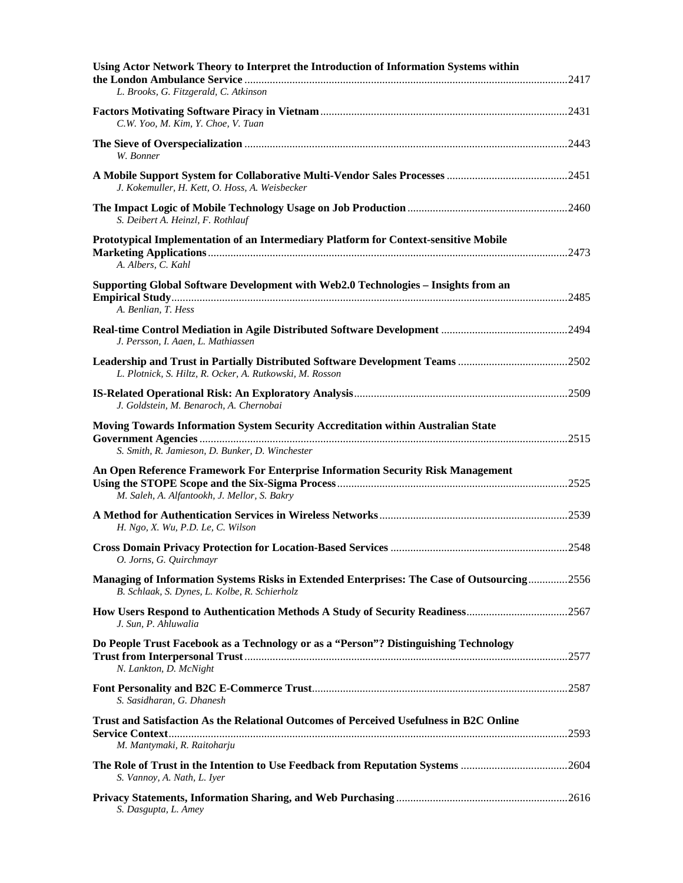**Using Actor Network Theory to Interpret the Introduction of Information Systems within the London Ambulance Service** .......... 2417
*L. Brooks, G. Fitzgerald, C. Atkinson*

**Factors Motivating Software Piracy in Vietnam** .......... 2431
*C.W. Yoo, M. Kim, Y. Choe, V. Tuan*

**The Sieve of Overspecialization** .......... 2443
*W. Bonner*

**A Mobile Support System for Collaborative Multi-Vendor Sales Processes** .......... 2451
*J. Kokemuller, H. Kett, O. Hoss, A. Weisbecker*

**The Impact Logic of Mobile Technology Usage on Job Production** .......... 2460
*S. Deibert A. Heinzl, F. Rothlauf*

**Prototypical Implementation of an Intermediary Platform for Context-sensitive Mobile Marketing Applications** .......... 2473
*A. Albers, C. Kahl*

**Supporting Global Software Development with Web2.0 Technologies – Insights from an Empirical Study** .......... 2485
*A. Benlian, T. Hess*

**Real-time Control Mediation in Agile Distributed Software Development** .......... 2494
*J. Persson, I. Aaen, L. Mathiassen*

**Leadership and Trust in Partially Distributed Software Development Teams** .......... 2502
*L. Plotnick, S. Hiltz, R. Ocker, A. Rutkowski, M. Rosson*

**IS-Related Operational Risk: An Exploratory Analysis** .......... 2509
*J. Goldstein, M. Benaroch, A. Chernobai*

**Moving Towards Information System Security Accreditation within Australian State Government Agencies** .......... 2515
*S. Smith, R. Jamieson, D. Bunker, D. Winchester*

**An Open Reference Framework For Enterprise Information Security Risk Management Using the STOPE Scope and the Six-Sigma Process** .......... 2525
*M. Saleh, A. Alfantookh, J. Mellor, S. Bakry*

**A Method for Authentication Services in Wireless Networks** .......... 2539
*H. Ngo, X. Wu, P.D. Le, C. Wilson*

**Cross Domain Privacy Protection for Location-Based Services** .......... 2548
*O. Jorns, G. Quirchmayr*

**Managing of Information Systems Risks in Extended Enterprises: The Case of Outsourcing** .......... 2556
*B. Schlaak, S. Dynes, L. Kolbe, R. Schierholz*

**How Users Respond to Authentication Methods A Study of Security Readiness** .......... 2567
*J. Sun, P. Ahluwalia*

**Do People Trust Facebook as a Technology or as a "Person"? Distinguishing Technology Trust from Interpersonal Trust** .......... 2577
*N. Lankton, D. McNight*

**Font Personality and B2C E-Commerce Trust** .......... 2587
*S. Sasidharan, G. Dhanesh*

**Trust and Satisfaction As the Relational Outcomes of Perceived Usefulness in B2C Online Service Context** .......... 2593
*M. Mantymaki, R. Raitoharju*

**The Role of Trust in the Intention to Use Feedback from Reputation Systems** .......... 2604
*S. Vannoy, A. Nath, L. Iyer*

**Privacy Statements, Information Sharing, and Web Purchasing** .......... 2616
*S. Dasgupta, L. Amey*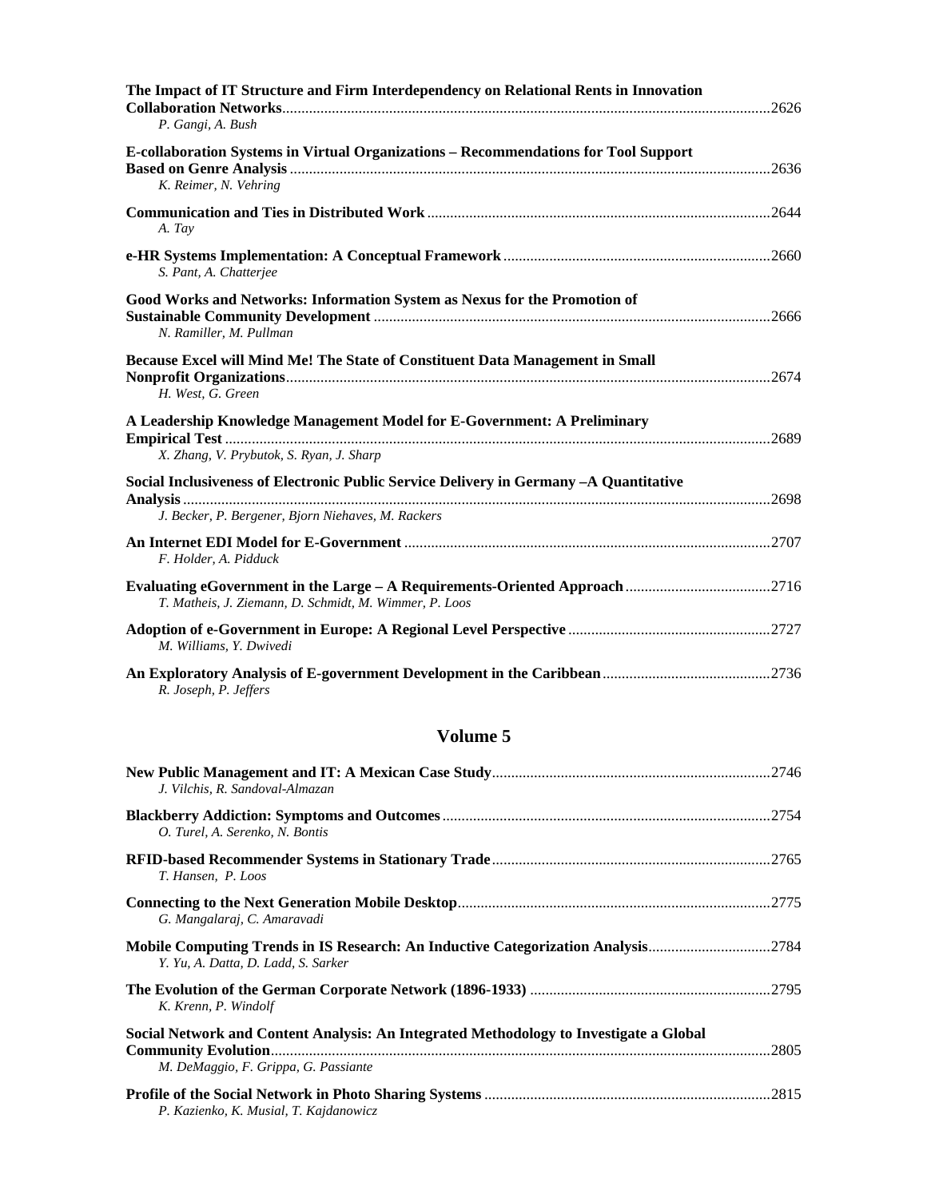**The Impact of IT Structure and Firm Interdependency on Relational Rents in Innovation Collaboration Networks**..............2626
*P. Gangi, A. Bush*

**E-collaboration Systems in Virtual Organizations – Recommendations for Tool Support Based on Genre Analysis**..............2636
*K. Reimer, N. Vehring*

**Communication and Ties in Distributed Work**..............2644
*A. Tay*

**e-HR Systems Implementation: A Conceptual Framework**..............2660
*S. Pant, A. Chatterjee*

**Good Works and Networks: Information System as Nexus for the Promotion of Sustainable Community Development**..............2666
*N. Ramiller, M. Pullman*

**Because Excel will Mind Me! The State of Constituent Data Management in Small Nonprofit Organizations**..............2674
*H. West, G. Green*

**A Leadership Knowledge Management Model for E-Government: A Preliminary Empirical Test**..............2689
*X. Zhang, V. Prybutok, S. Ryan, J. Sharp*

**Social Inclusiveness of Electronic Public Service Delivery in Germany –A Quantitative Analysis**..............2698
*J. Becker, P. Bergener, Bjorn Niehaves, M. Rackers*

**An Internet EDI Model for E-Government**..............2707
*F. Holder, A. Pidduck*

**Evaluating eGovernment in the Large – A Requirements-Oriented Approach**..............2716
*T. Matheis, J. Ziemann, D. Schmidt, M. Wimmer, P. Loos*

**Adoption of e-Government in Europe: A Regional Level Perspective**..............2727
*M. Williams, Y. Dwivedi*

**An Exploratory Analysis of E-government Development in the Caribbean**..............2736
*R. Joseph, P. Jeffers*

## Volume 5

**New Public Management and IT: A Mexican Case Study**..............2746
*J. Vilchis, R. Sandoval-Almazan*

**Blackberry Addiction: Symptoms and Outcomes**..............2754
*O. Turel, A. Serenko, N. Bontis*

**RFID-based Recommender Systems in Stationary Trade**..............2765
*T. Hansen, P. Loos*

**Connecting to the Next Generation Mobile Desktop**..............2775
*G. Mangalaraj, C. Amaravadi*

**Mobile Computing Trends in IS Research: An Inductive Categorization Analysis**..............2784
*Y. Yu, A. Datta, D. Ladd, S. Sarker*

**The Evolution of the German Corporate Network (1896-1933)**..............2795
*K. Krenn, P. Windolf*

**Social Network and Content Analysis: An Integrated Methodology to Investigate a Global Community Evolution**..............2805
*M. DeMaggio, F. Grippa, G. Passiante*

**Profile of the Social Network in Photo Sharing Systems**..............2815
*P. Kazienko, K. Musial, T. Kajdanowicz*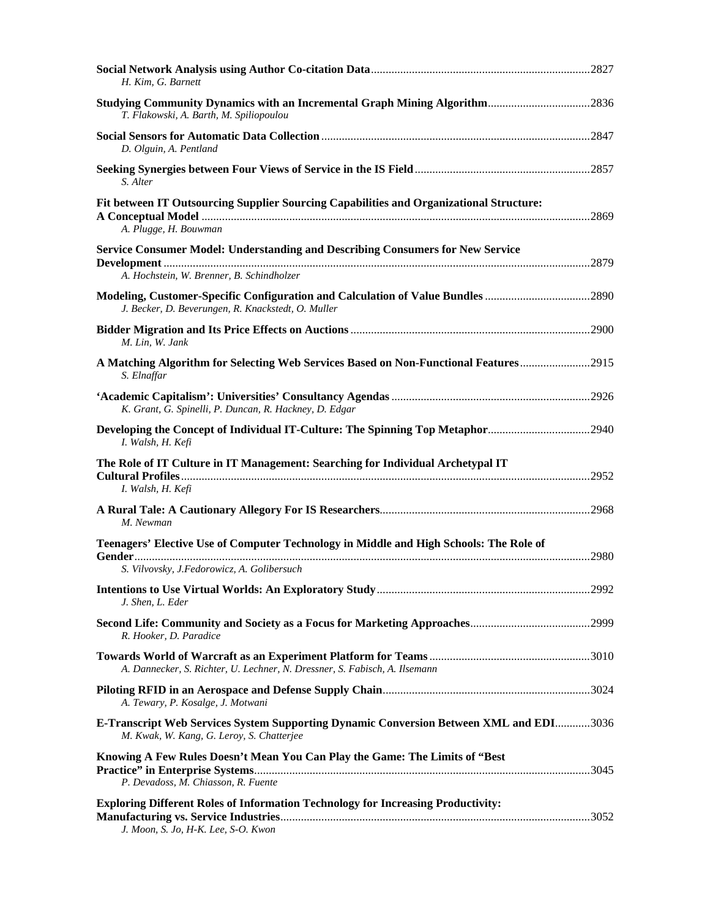**Social Network Analysis using Author Co-citation Data** .......... 2827
*H. Kim, G. Barnett*

**Studying Community Dynamics with an Incremental Graph Mining Algorithm** .......... 2836
*T. Flakowski, A. Barth, M. Spiliopoulou*

**Social Sensors for Automatic Data Collection** .......... 2847
*D. Olguin, A. Pentland*

**Seeking Synergies between Four Views of Service in the IS Field** .......... 2857
*S. Alter*

**Fit between IT Outsourcing Supplier Sourcing Capabilities and Organizational Structure: A Conceptual Model** .......... 2869
*A. Plugge, H. Bouwman*

**Service Consumer Model: Understanding and Describing Consumers for New Service Development** .......... 2879
*A. Hochstein, W. Brenner, B. Schindholzer*

**Modeling, Customer-Specific Configuration and Calculation of Value Bundles** .......... 2890
*J. Becker, D. Beverungen, R. Knackstedt, O. Muller*

**Bidder Migration and Its Price Effects on Auctions** .......... 2900
*M. Lin, W. Jank*

**A Matching Algorithm for Selecting Web Services Based on Non-Functional Features** .......... 2915
*S. Elnaffar*

**'Academic Capitalism': Universities' Consultancy Agendas** .......... 2926
*K. Grant, G. Spinelli, P. Duncan, R. Hackney, D. Edgar*

**Developing the Concept of Individual IT-Culture: The Spinning Top Metaphor** .......... 2940
*I. Walsh, H. Kefi*

**The Role of IT Culture in IT Management: Searching for Individual Archetypal IT Cultural Profiles** .......... 2952
*I. Walsh, H. Kefi*

**A Rural Tale: A Cautionary Allegory For IS Researchers** .......... 2968
*M. Newman*

**Teenagers' Elective Use of Computer Technology in Middle and High Schools: The Role of Gender** .......... 2980
*S. Vilvovsky, J.Fedorowicz, A. Golibersuch*

**Intentions to Use Virtual Worlds: An Exploratory Study** .......... 2992
*J. Shen, L. Eder*

**Second Life: Community and Society as a Focus for Marketing Approaches** .......... 2999
*R. Hooker, D. Paradice*

**Towards World of Warcraft as an Experiment Platform for Teams** .......... 3010
*A. Dannecker, S. Richter, U. Lechner, N. Dressner, S. Fabisch, A. Ilsemann*

**Piloting RFID in an Aerospace and Defense Supply Chain** .......... 3024
*A. Tewary, P. Kosalge, J. Motwani*

**E-Transcript Web Services System Supporting Dynamic Conversion Between XML and EDI** .......... 3036
*M. Kwak, W. Kang, G. Leroy, S. Chatterjee*

**Knowing A Few Rules Doesn't Mean You Can Play the Game: The Limits of "Best Practice" in Enterprise Systems** .......... 3045
*P. Devadoss, M. Chiasson, R. Fuente*

**Exploring Different Roles of Information Technology for Increasing Productivity: Manufacturing vs. Service Industries** .......... 3052
*J. Moon, S. Jo, H-K. Lee, S-O. Kwon*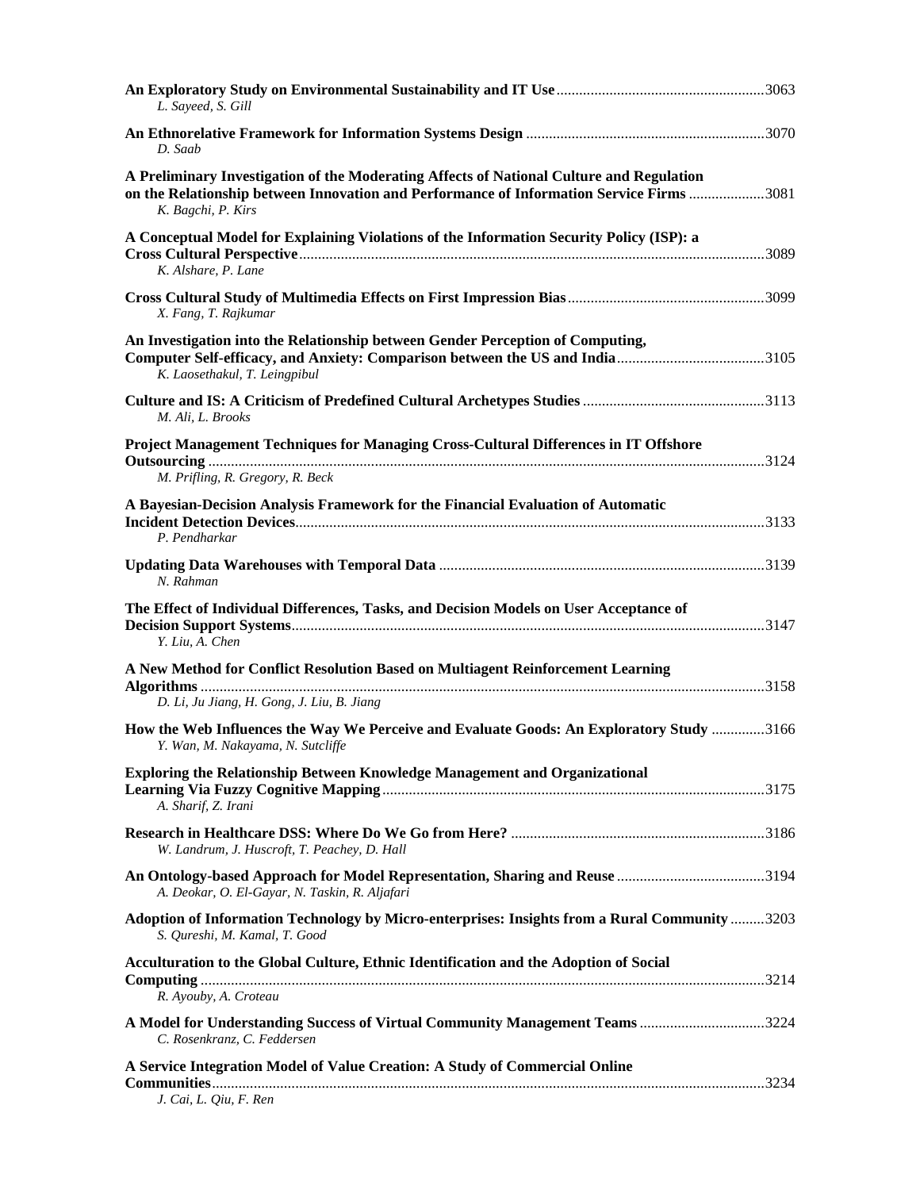**An Exploratory Study on Environmental Sustainability and IT Use** ....................................................... 3063
*L. Sayeed, S. Gill*

**An Ethnorelative Framework for Information Systems Design** ............................................................... 3070
*D. Saab*

**A Preliminary Investigation of the Moderating Affects of National Culture and Regulation on the Relationship between Innovation and Performance of Information Service Firms** ................... 3081
*K. Bagchi, P. Kirs*

**A Conceptual Model for Explaining Violations of the Information Security Policy (ISP): a Cross Cultural Perspective** .......................................................................................................................... 3089
*K. Alshare, P. Lane*

**Cross Cultural Study of Multimedia Effects on First Impression Bias** ................................................... 3099
*X. Fang, T. Rajkumar*

**An Investigation into the Relationship between Gender Perception of Computing, Computer Self-efficacy, and Anxiety: Comparison between the US and India** ...................................... 3105
*K. Laosethakul, T. Leingpibul*

**Culture and IS: A Criticism of Predefined Cultural Archetypes Studies** ............................................... 3113
*M. Ali, L. Brooks*

**Project Management Techniques for Managing Cross-Cultural Differences in IT Offshore Outsourcing** ................................................................................................................................................. 3124
*M. Prifling, R. Gregory, R. Beck*

**A Bayesian-Decision Analysis Framework for the Financial Evaluation of Automatic Incident Detection Devices** .......................................................................................................................... 3133
*P. Pendharkar*

**Updating Data Warehouses with Temporal Data** ..................................................................................... 3139
*N. Rahman*

**The Effect of Individual Differences, Tasks, and Decision Models on User Acceptance of Decision Support Systems** ........................................................................................................................... 3147
*Y. Liu, A. Chen*

**A New Method for Conflict Resolution Based on Multiagent Reinforcement Learning Algorithms** .................................................................................................................................................. 3158
*D. Li, Ju Jiang, H. Gong, J. Liu, B. Jiang*

**How the Web Influences the Way We Perceive and Evaluate Goods: An Exploratory Study** ............. 3166
*Y. Wan, M. Nakayama, N. Sutcliffe*

**Exploring the Relationship Between Knowledge Management and Organizational Learning Via Fuzzy Cognitive Mapping** ................................................................................................... 3175
*A. Sharif, Z. Irani*

**Research in Healthcare DSS: Where Do We Go from Here?** .................................................................. 3186
*W. Landrum, J. Huscroft, T. Peachey, D. Hall*

**An Ontology-based Approach for Model Representation, Sharing and Reuse** ....................................... 3194
*A. Deokar, O. El-Gayar, N. Taskin, R. Aljafari*

**Adoption of Information Technology by Micro-enterprises: Insights from a Rural Community** ......... 3203
*S. Qureshi, M. Kamal, T. Good*

**Acculturation to the Global Culture, Ethnic Identification and the Adoption of Social Computing** .................................................................................................................................................. 3214
*R. Ayouby, A. Croteau*

**A Model for Understanding Success of Virtual Community Management Teams** ................................ 3224
*C. Rosenkranz, C. Feddersen*

**A Service Integration Model of Value Creation: A Study of Commercial Online Communities** ............................................................................................................................................... 3234
*J. Cai, L. Qiu, F. Ren*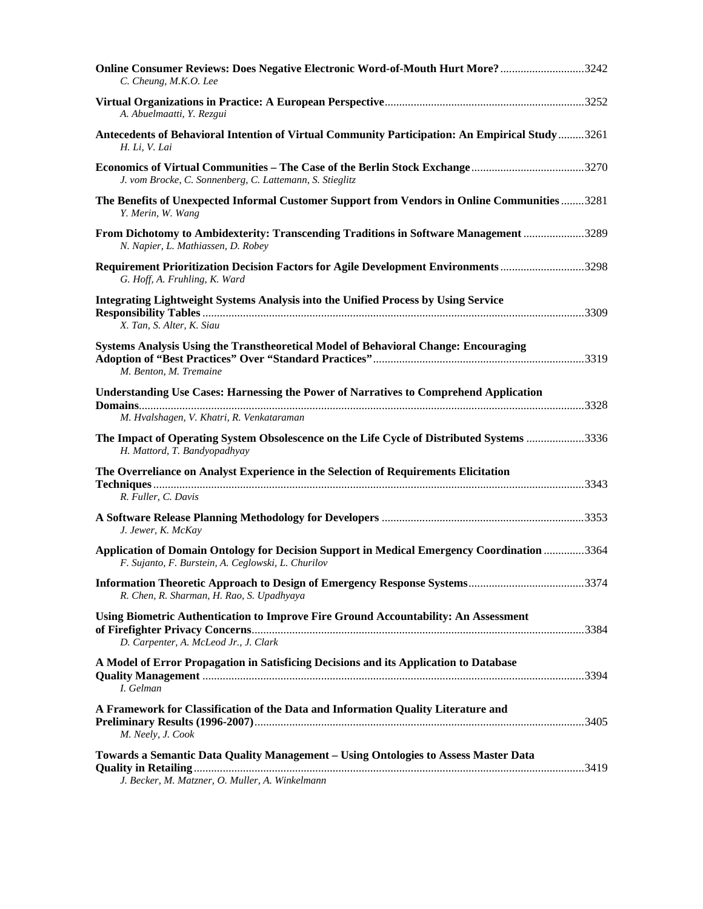**Online Consumer Reviews: Does Negative Electronic Word-of-Mouth Hurt More?** ............................3242
*C. Cheung, M.K.O. Lee*

**Virtual Organizations in Practice: A European Perspective**.....................................................................3252
*A. Abuelmaatti, Y. Rezgui*

**Antecedents of Behavioral Intention of Virtual Community Participation: An Empirical Study**.........3261
*H. Li, V. Lai*

**Economics of Virtual Communities – The Case of the Berlin Stock Exchange**.......................................3270
*J. vom Brocke, C. Sonnenberg, C. Lattemann, S. Stieglitz*

**The Benefits of Unexpected Informal Customer Support from Vendors in Online Communities** ........3281
*Y. Merin, W. Wang*

**From Dichotomy to Ambidexterity: Transcending Traditions in Software Management** ....................3289
*N. Napier, L. Mathiassen, D. Robey*

**Requirement Prioritization Decision Factors for Agile Development Environments** ............................3298
*G. Hoff, A. Fruhling, K. Ward*

**Integrating Lightweight Systems Analysis into the Unified Process by Using Service Responsibility Tables** ...................................................................................................................................3309
*X. Tan, S. Alter, K. Siau*

**Systems Analysis Using the Transtheoretical Model of Behavioral Change: Encouraging Adoption of "Best Practices" Over "Standard Practices"**..........................................................................3319
*M. Benton, M. Tremaine*

**Understanding Use Cases: Harnessing the Power of Narratives to Comprehend Application Domains**.........................................................................................................................................................3328
*M. Hvalshagen, V. Khatri, R. Venkataraman*

**The Impact of Operating System Obsolescence on the Life Cycle of Distributed Systems** ...................3336
*H. Mattord, T. Bandyopadhyay*

**The Overreliance on Analyst Experience in the Selection of Requirements Elicitation Techniques**...................................................................................................................................................3343
*R. Fuller, C. Davis*

**A Software Release Planning Methodology for Developers** .....................................................................3353
*J. Jewer, K. McKay*

**Application of Domain Ontology for Decision Support in Medical Emergency Coordination** ..............3364
*F. Sujanto, F. Burstein, A. Ceglowski, L. Churilov*

**Information Theoretic Approach to Design of Emergency Response Systems**........................................3374
*R. Chen, R. Sharman, H. Rao, S. Upadhyaya*

**Using Biometric Authentication to Improve Fire Ground Accountability: An Assessment of Firefighter Privacy Concerns**.................................................................................................................3384
*D. Carpenter, A. McLeod Jr., J. Clark*

**A Model of Error Propagation in Satisficing Decisions and its Application to Database Quality Management** ...................................................................................................................................3394
*I. Gelman*

**A Framework for Classification of the Data and Information Quality Literature and Preliminary Results (1996-2007)**.................................................................................................................3405
*M. Neely, J. Cook*

**Towards a Semantic Data Quality Management – Using Ontologies to Assess Master Data Quality in Retailing**.......................................................................................................................................3419
*J. Becker, M. Matzner, O. Muller, A. Winkelmann*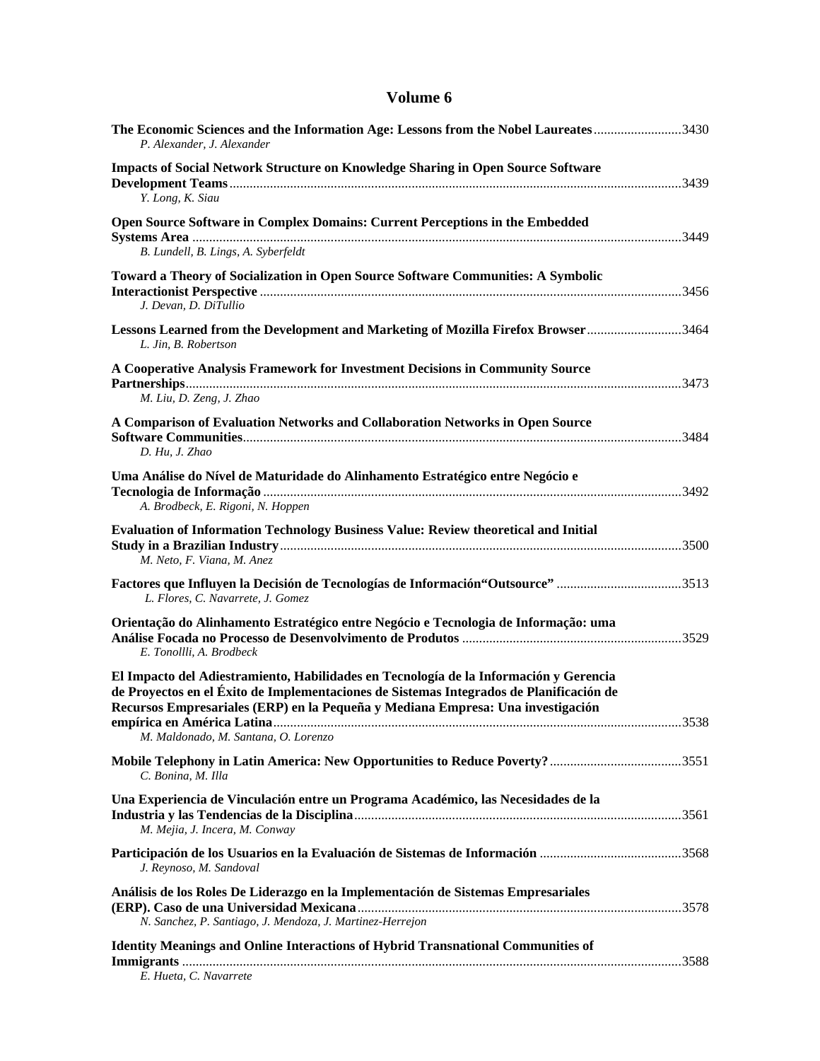## Volume 6

**The Economic Sciences and the Information Age: Lessons from the Nobel Laureates** .......................... 3430
*P. Alexander, J. Alexander*

**Impacts of Social Network Structure on Knowledge Sharing in Open Source Software Development Teams** .......................... 3439
*Y. Long, K. Siau*

**Open Source Software in Complex Domains: Current Perceptions in the Embedded Systems Area** .......................... 3449
*B. Lundell, B. Lings, A. Syberfeldt*

**Toward a Theory of Socialization in Open Source Software Communities: A Symbolic Interactionist Perspective** .......................... 3456
*J. Devan, D. DiTullio*

**Lessons Learned from the Development and Marketing of Mozilla Firefox Browser** .......................... 3464
*L. Jin, B. Robertson*

**A Cooperative Analysis Framework for Investment Decisions in Community Source Partnerships** .......................... 3473
*M. Liu, D. Zeng, J. Zhao*

**A Comparison of Evaluation Networks and Collaboration Networks in Open Source Software Communities** .......................... 3484
*D. Hu, J. Zhao*

**Uma Análise do Nível de Maturidade do Alinhamento Estratégico entre Negócio e Tecnologia de Informação** .......................... 3492
*A. Brodbeck, E. Rigoni, N. Hoppen*

**Evaluation of Information Technology Business Value: Review theoretical and Initial Study in a Brazilian Industry** .......................... 3500
*M. Neto, F. Viana, M. Anez*

**Factores que Influyen la Decisión de Tecnologías de Información"Outsource"** .......................... 3513
*L. Flores, C. Navarrete, J. Gomez*

**Orientação do Alinhamento Estratégico entre Negócio e Tecnologia de Informação: uma Análise Focada no Processo de Desenvolvimento de Produtos** .......................... 3529
*E. Tonollli, A. Brodbeck*

**El Impacto del Adiestramiento, Habilidades en Tecnología de la Información y Gerencia de Proyectos en el Éxito de Implementaciones de Sistemas Integrados de Planificación de Recursos Empresariales (ERP) en la Pequeña y Mediana Empresa: Una investigación empírica en América Latina** .......................... 3538
*M. Maldonado, M. Santana, O. Lorenzo*

**Mobile Telephony in Latin America: New Opportunities to Reduce Poverty?** .......................... 3551
*C. Bonina, M. Illa*

**Una Experiencia de Vinculación entre un Programa Académico, las Necesidades de la Industria y las Tendencias de la Disciplina** .......................... 3561
*M. Mejia, J. Incera, M. Conway*

**Participación de los Usuarios en la Evaluación de Sistemas de Información** .......................... 3568
*J. Reynoso, M. Sandoval*

**Análisis de los Roles De Liderazgo en la Implementación de Sistemas Empresariales (ERP). Caso de una Universidad Mexicana** .......................... 3578
*N. Sanchez, P. Santiago, J. Mendoza, J. Martinez-Herrejon*

**Identity Meanings and Online Interactions of Hybrid Transnational Communities of Immigrants** .......................... 3588
*E. Hueta, C. Navarrete*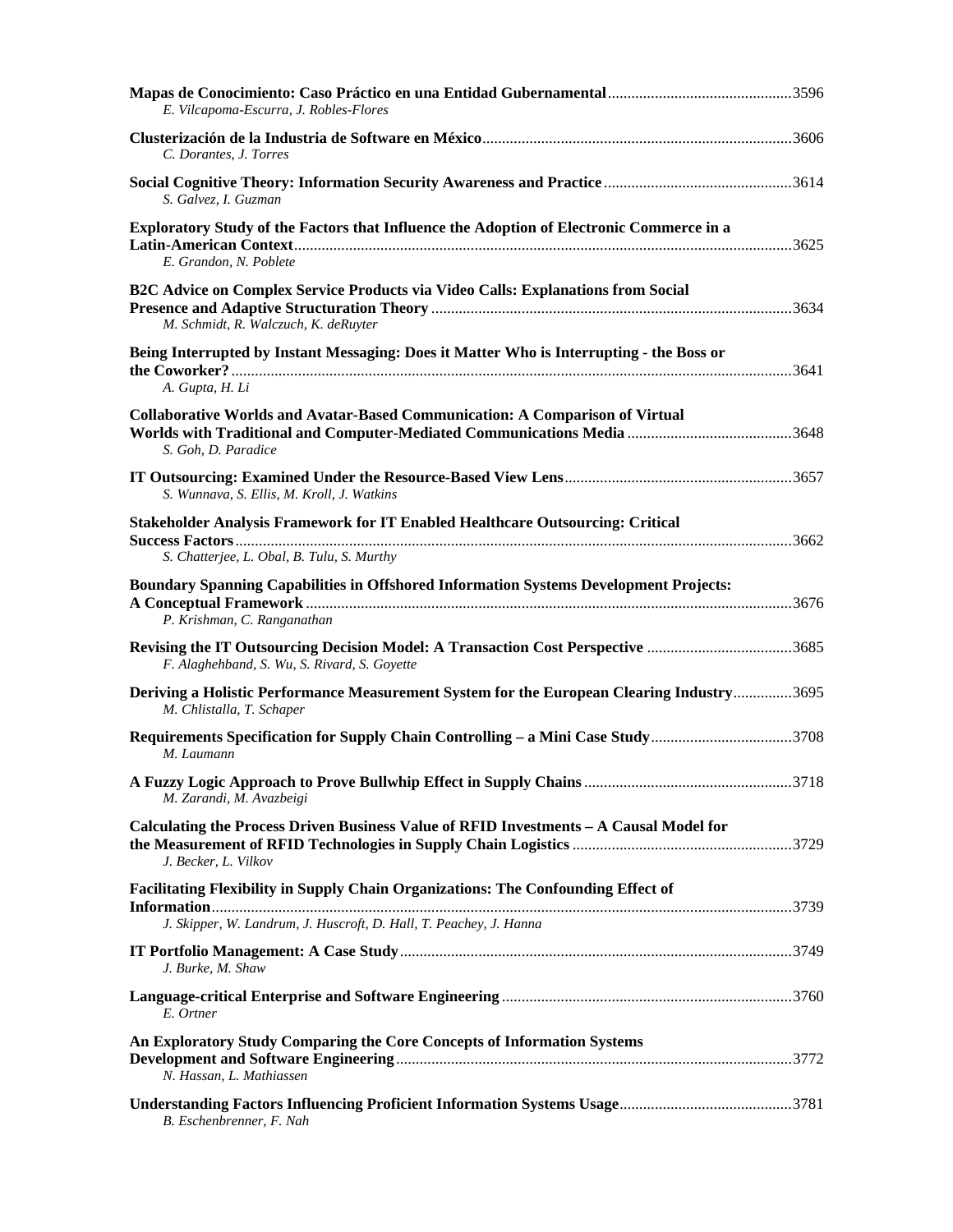**Mapas de Conocimiento: Caso Práctico en una Entidad Gubernamental** ........ 3596
*E. Vilcapoma-Escurra, J. Robles-Flores*

**Clusterización de la Industria de Software en México** ........ 3606
*C. Dorantes, J. Torres*

**Social Cognitive Theory: Information Security Awareness and Practice** ........ 3614
*S. Galvez, I. Guzman*

**Exploratory Study of the Factors that Influence the Adoption of Electronic Commerce in a Latin-American Context** ........ 3625
*E. Grandon, N. Poblete*

**B2C Advice on Complex Service Products via Video Calls: Explanations from Social Presence and Adaptive Structuration Theory** ........ 3634
*M. Schmidt, R. Walczuch, K. deRuyter*

**Being Interrupted by Instant Messaging: Does it Matter Who is Interrupting - the Boss or the Coworker?** ........ 3641
*A. Gupta, H. Li*

**Collaborative Worlds and Avatar-Based Communication: A Comparison of Virtual Worlds with Traditional and Computer-Mediated Communications Media** ........ 3648
*S. Goh, D. Paradice*

**IT Outsourcing: Examined Under the Resource-Based View Lens** ........ 3657
*S. Wunnava, S. Ellis, M. Kroll, J. Watkins*

**Stakeholder Analysis Framework for IT Enabled Healthcare Outsourcing: Critical Success Factors** ........ 3662
*S. Chatterjee, L. Obal, B. Tulu, S. Murthy*

**Boundary Spanning Capabilities in Offshored Information Systems Development Projects: A Conceptual Framework** ........ 3676
*P. Krishman, C. Ranganathan*

**Revising the IT Outsourcing Decision Model: A Transaction Cost Perspective** ........ 3685
*F. Alaghehband, S. Wu, S. Rivard, S. Goyette*

**Deriving a Holistic Performance Measurement System for the European Clearing Industry** ........ 3695
*M. Chlistalla, T. Schaper*

**Requirements Specification for Supply Chain Controlling – a Mini Case Study** ........ 3708
*M. Laumann*

**A Fuzzy Logic Approach to Prove Bullwhip Effect in Supply Chains** ........ 3718
*M. Zarandi, M. Avazbeigi*

**Calculating the Process Driven Business Value of RFID Investments – A Causal Model for the Measurement of RFID Technologies in Supply Chain Logistics** ........ 3729
*J. Becker, L. Vilkov*

**Facilitating Flexibility in Supply Chain Organizations: The Confounding Effect of Information** ........ 3739
*J. Skipper, W. Landrum, J. Huscroft, D. Hall, T. Peachey, J. Hanna*

**IT Portfolio Management: A Case Study** ........ 3749
*J. Burke, M. Shaw*

**Language-critical Enterprise and Software Engineering** ........ 3760
*E. Ortner*

**An Exploratory Study Comparing the Core Concepts of Information Systems Development and Software Engineering** ........ 3772
*N. Hassan, L. Mathiassen*

**Understanding Factors Influencing Proficient Information Systems Usage** ........ 3781
*B. Eschenbrenner, F. Nah*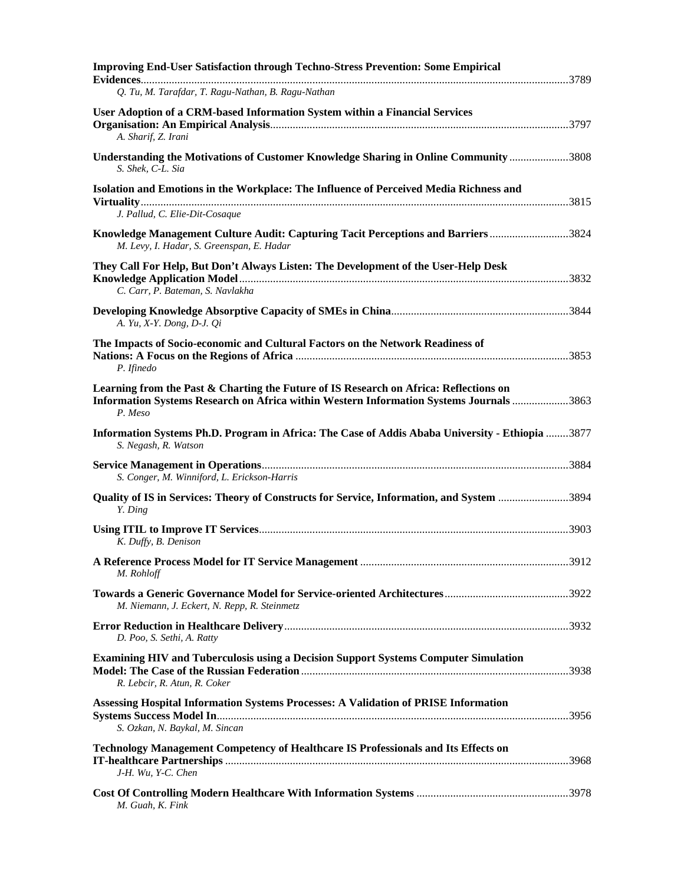**Improving End-User Satisfaction through Techno-Stress Prevention: Some Empirical Evidences**......3789
*Q. Tu, M. Tarafdar, T. Ragu-Nathan, B. Ragu-Nathan*

**User Adoption of a CRM-based Information System within a Financial Services Organisation: An Empirical Analysis**......3797
*A. Sharif, Z. Irani*

**Understanding the Motivations of Customer Knowledge Sharing in Online Community**......3808
*S. Shek, C-L. Sia*

**Isolation and Emotions in the Workplace: The Influence of Perceived Media Richness and Virtuality**......3815
*J. Pallud, C. Elie-Dit-Cosaque*

**Knowledge Management Culture Audit: Capturing Tacit Perceptions and Barriers**......3824
*M. Levy, I. Hadar, S. Greenspan, E. Hadar*

**They Call For Help, But Don't Always Listen: The Development of the User-Help Desk Knowledge Application Model**......3832
*C. Carr, P. Bateman, S. Navlakha*

**Developing Knowledge Absorptive Capacity of SMEs in China**......3844
*A. Yu, X-Y. Dong, D-J. Qi*

**The Impacts of Socio-economic and Cultural Factors on the Network Readiness of Nations: A Focus on the Regions of Africa**......3853
*P. Ifinedo*

**Learning from the Past & Charting the Future of IS Research on Africa: Reflections on Information Systems Research on Africa within Western Information Systems Journals**......3863
*P. Meso*

**Information Systems Ph.D. Program in Africa: The Case of Addis Ababa University - Ethiopia**......3877
*S. Negash, R. Watson*

**Service Management in Operations**......3884
*S. Conger, M. Winniford, L. Erickson-Harris*

**Quality of IS in Services: Theory of Constructs for Service, Information, and System**......3894
*Y. Ding*

**Using ITIL to Improve IT Services**......3903
*K. Duffy, B. Denison*

**A Reference Process Model for IT Service Management**......3912
*M. Rohloff*

**Towards a Generic Governance Model for Service-oriented Architectures**......3922
*M. Niemann, J. Eckert, N. Repp, R. Steinmetz*

**Error Reduction in Healthcare Delivery**......3932
*D. Poo, S. Sethi, A. Ratty*

**Examining HIV and Tuberculosis using a Decision Support Systems Computer Simulation Model: The Case of the Russian Federation**......3938
*R. Lebcir, R. Atun, R. Coker*

**Assessing Hospital Information Systems Processes: A Validation of PRISE Information Systems Success Model In**......3956
*S. Ozkan, N. Baykal, M. Sincan*

**Technology Management Competency of Healthcare IS Professionals and Its Effects on IT-healthcare Partnerships**......3968
*J-H. Wu, Y-C. Chen*

**Cost Of Controlling Modern Healthcare With Information Systems**......3978
*M. Guah, K. Fink*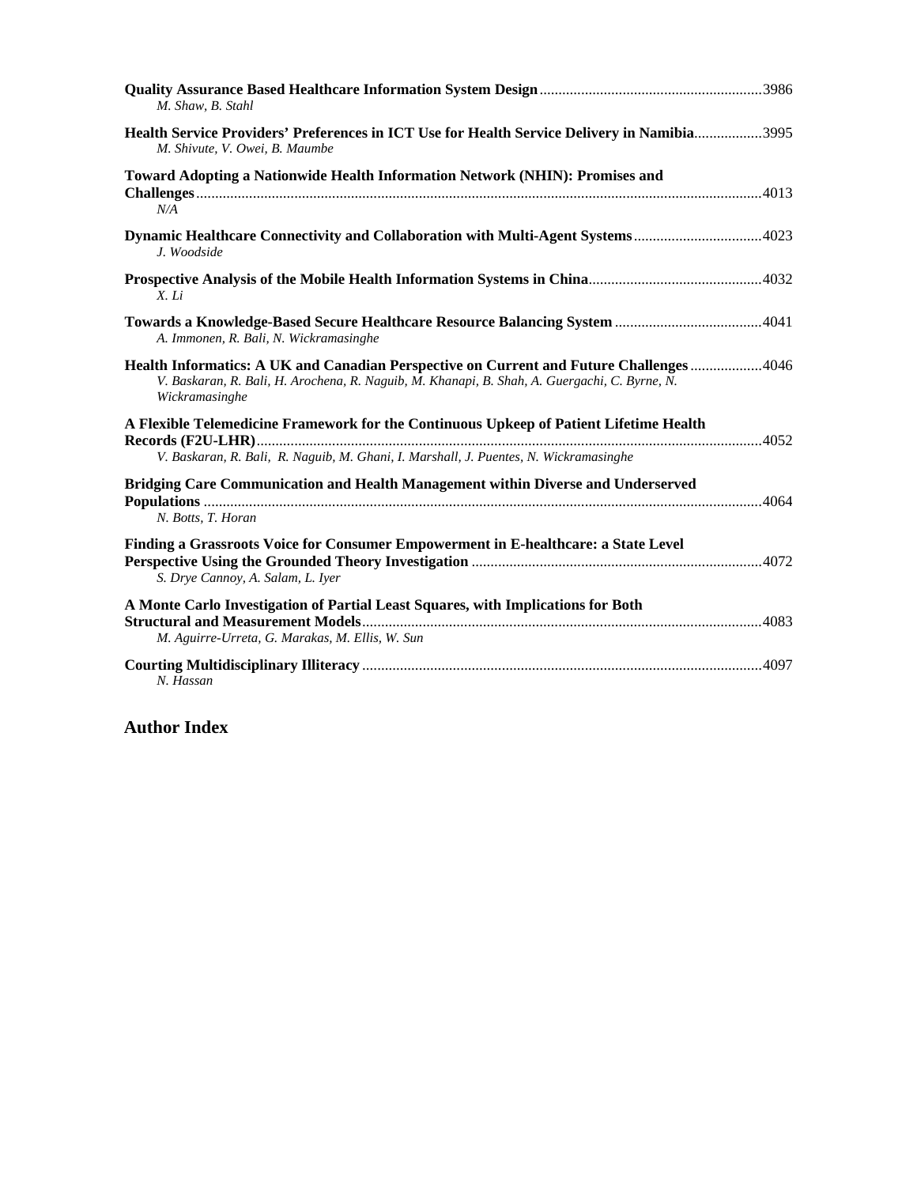**Quality Assurance Based Healthcare Information System Design** ........................................................ 3986
*M. Shaw, B. Stahl*

**Health Service Providers' Preferences in ICT Use for Health Service Delivery in Namibia** .................. 3995
*M. Shivute, V. Owei, B. Maumbe*

**Toward Adopting a Nationwide Health Information Network (NHIN): Promises and Challenges** ................................................................................................................................................ 4013
*N/A*

**Dynamic Healthcare Connectivity and Collaboration with Multi-Agent Systems** .................................. 4023
*J. Woodside*

**Prospective Analysis of the Mobile Health Information Systems in China** ............................................ 4032
*X. Li*

**Towards a Knowledge-Based Secure Healthcare Resource Balancing System** ...................................... 4041
*A. Immonen, R. Bali, N. Wickramasinghe*

**Health Informatics: A UK and Canadian Perspective on Current and Future Challenges** .................... 4046
*V. Baskaran, R. Bali, H. Arochena, R. Naguib, M. Khanapi, B. Shah, A. Guergachi, C. Byrne, N. Wickramasinghe*

**A Flexible Telemedicine Framework for the Continuous Upkeep of Patient Lifetime Health Records (F2U-LHR)** ..................................................................................................................................... 4052
*V. Baskaran, R. Bali, R. Naguib, M. Ghani, I. Marshall, J. Puentes, N. Wickramasinghe*

**Bridging Care Communication and Health Management within Diverse and Underserved Populations** ............................................................................................................................................. 4064
*N. Botts, T. Horan*

**Finding a Grassroots Voice for Consumer Empowerment in E-healthcare: a State Level Perspective Using the Grounded Theory Investigation** ........................................................................... 4072
*S. Drye Cannoy, A. Salam, L. Iyer*

**A Monte Carlo Investigation of Partial Least Squares, with Implications for Both Structural and Measurement Models** ............................................................................................................ 4083
*M. Aguirre-Urreta, G. Marakas, M. Ellis, W. Sun*

**Courting Multidisciplinary Illiteracy** ............................................................................................................ 4097
*N. Hassan*

## Author Index